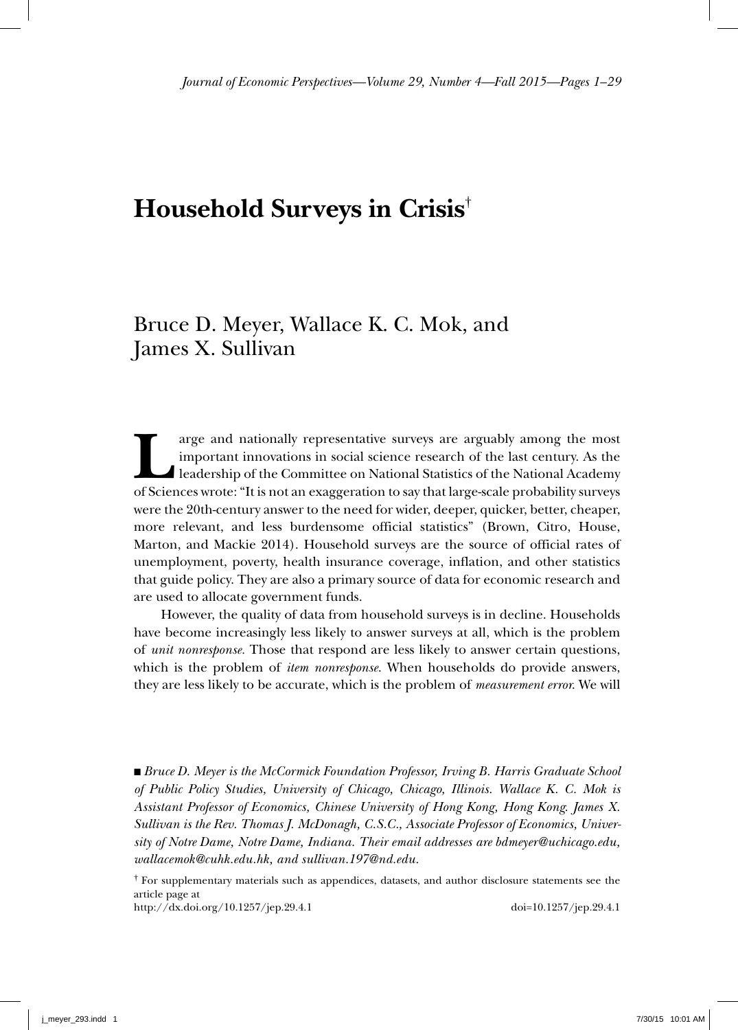# Household Surveys in Crisis[†]

Bruce D. Meyer, Wallace K. C. Mok, and James X. Sullivan

Large and nationally representative surveys are arguably among the most important innovations in social science research of the last century. As the leadership of the Committee on National Statistics of the National Academy of Sciences wrote: "It is not an exaggeration to say that large-scale probability surveys were the 20th-century answer to the need for wider, deeper, quicker, better, cheaper, more relevant, and less burdensome official statistics" (Brown, Citro, House, Marton, and Mackie 2014). Household surveys are the source of official rates of unemployment, poverty, health insurance coverage, inflation, and other statistics that guide policy. They are also a primary source of data for economic research and are used to allocate government funds.

However, the quality of data from household surveys is in decline. Households have become increasingly less likely to answer surveys at all, which is the problem of *unit nonresponse*. Those that respond are less likely to answer certain questions, which is the problem of *item nonresponse*. When households do provide answers, they are less likely to be accurate, which is the problem of *measurement error*. We will

■ *Bruce D. Meyer is the McCormick Foundation Professor, Irving B. Harris Graduate School of Public Policy Studies, University of Chicago, Chicago, Illinois. Wallace K. C. Mok is Assistant Professor of Economics, Chinese University of Hong Kong, Hong Kong. James X. Sullivan is the Rev. Thomas J. McDonagh, C.S.C., Associate Professor of Economics, University of Notre Dame, Notre Dame, Indiana. Their email addresses are bdmeyer@uchicago.edu, wallacemok@cuhk.edu.hk, and sullivan.197@nd.edu.*

[†] For supplementary materials such as appendices, datasets, and author disclosure statements see the article page at
http://dx.doi.org/10.1257/jep.29.4.1 doi=10.1257/jep.29.4.1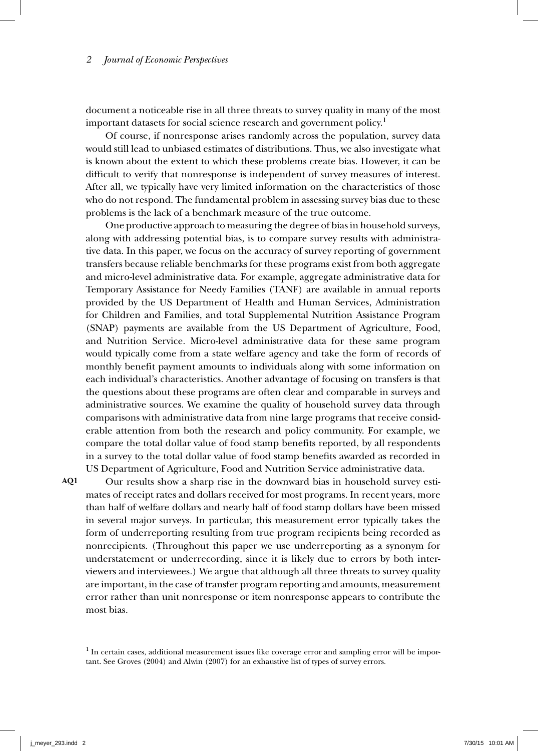document a noticeable rise in all three threats to survey quality in many of the most important datasets for social science research and government policy.[1]

Of course, if nonresponse arises randomly across the population, survey data would still lead to unbiased estimates of distributions. Thus, we also investigate what is known about the extent to which these problems create bias. However, it can be difficult to verify that nonresponse is independent of survey measures of interest. After all, we typically have very limited information on the characteristics of those who do not respond. The fundamental problem in assessing survey bias due to these problems is the lack of a benchmark measure of the true outcome.

One productive approach to measuring the degree of bias in household surveys, along with addressing potential bias, is to compare survey results with administrative data. In this paper, we focus on the accuracy of survey reporting of government transfers because reliable benchmarks for these programs exist from both aggregate and micro-level administrative data. For example, aggregate administrative data for Temporary Assistance for Needy Families (TANF) are available in annual reports provided by the US Department of Health and Human Services, Administration for Children and Families, and total Supplemental Nutrition Assistance Program (SNAP) payments are available from the US Department of Agriculture, Food, and Nutrition Service. Micro-level administrative data for these same program would typically come from a state welfare agency and take the form of records of monthly benefit payment amounts to individuals along with some information on each individual's characteristics. Another advantage of focusing on transfers is that the questions about these programs are often clear and comparable in surveys and administrative sources. We examine the quality of household survey data through comparisons with administrative data from nine large programs that receive considerable attention from both the research and policy community. For example, we compare the total dollar value of food stamp benefits reported, by all respondents in a survey to the total dollar value of food stamp benefits awarded as recorded in US Department of Agriculture, Food and Nutrition Service administrative data.

Our results show a sharp rise in the downward bias in household survey estimates of receipt rates and dollars received for most programs. In recent years, more than half of welfare dollars and nearly half of food stamp dollars have been missed in several major surveys. In particular, this measurement error typically takes the form of underreporting resulting from true program recipients being recorded as nonrecipients. (Throughout this paper we use underreporting as a synonym for understatement or underrecording, since it is likely due to errors by both interviewers and interviewees.) We argue that although all three threats to survey quality are important, in the case of transfer program reporting and amounts, measurement error rather than unit nonresponse or item nonresponse appears to contribute the most bias.

[1] In certain cases, additional measurement issues like coverage error and sampling error will be important. See Groves (2004) and Alwin (2007) for an exhaustive list of types of survey errors.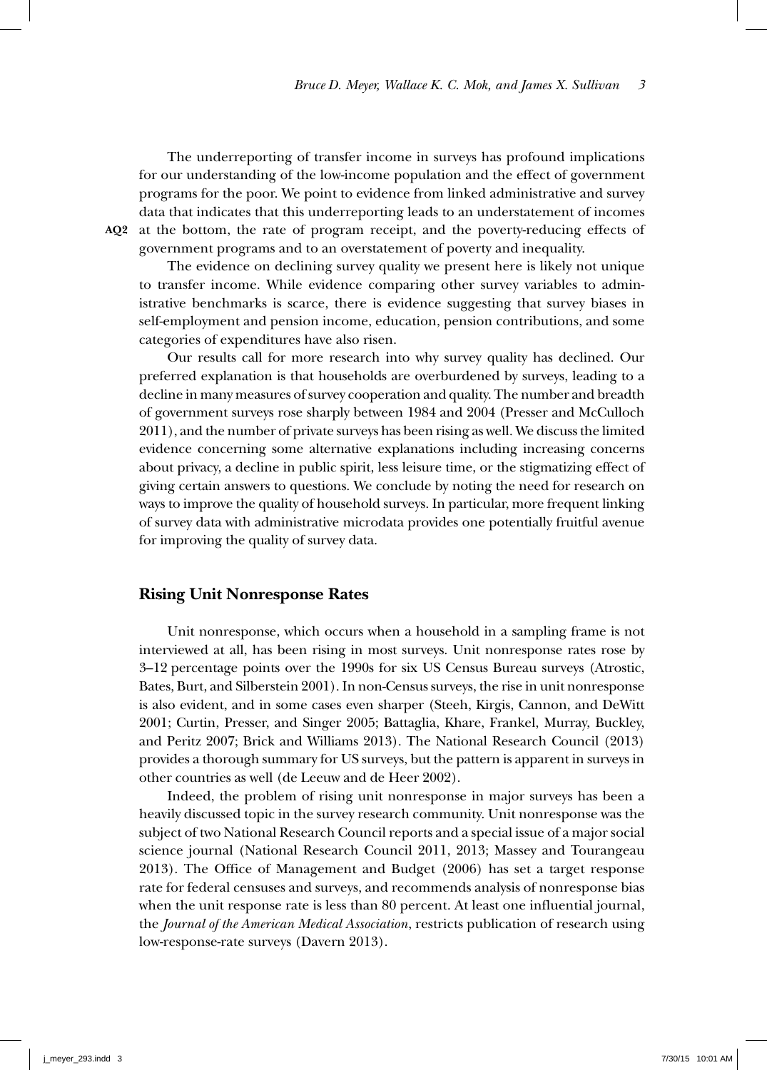The underreporting of transfer income in surveys has profound implications for our understanding of the low-income population and the effect of government programs for the poor. We point to evidence from linked administrative and survey data that indicates that this underreporting leads to an understatement of incomes at the bottom, the rate of program receipt, and the poverty-reducing effects of government programs and to an overstatement of poverty and inequality.

The evidence on declining survey quality we present here is likely not unique to transfer income. While evidence comparing other survey variables to administrative benchmarks is scarce, there is evidence suggesting that survey biases in self-employment and pension income, education, pension contributions, and some categories of expenditures have also risen.

Our results call for more research into why survey quality has declined. Our preferred explanation is that households are overburdened by surveys, leading to a decline in many measures of survey cooperation and quality. The number and breadth of government surveys rose sharply between 1984 and 2004 (Presser and McCulloch 2011), and the number of private surveys has been rising as well. We discuss the limited evidence concerning some alternative explanations including increasing concerns about privacy, a decline in public spirit, less leisure time, or the stigmatizing effect of giving certain answers to questions. We conclude by noting the need for research on ways to improve the quality of household surveys. In particular, more frequent linking of survey data with administrative microdata provides one potentially fruitful avenue for improving the quality of survey data.

## Rising Unit Nonresponse Rates

Unit nonresponse, which occurs when a household in a sampling frame is not interviewed at all, has been rising in most surveys. Unit nonresponse rates rose by 3–12 percentage points over the 1990s for six US Census Bureau surveys (Atrostic, Bates, Burt, and Silberstein 2001). In non-Census surveys, the rise in unit nonresponse is also evident, and in some cases even sharper (Steeh, Kirgis, Cannon, and DeWitt 2001; Curtin, Presser, and Singer 2005; Battaglia, Khare, Frankel, Murray, Buckley, and Peritz 2007; Brick and Williams 2013). The National Research Council (2013) provides a thorough summary for US surveys, but the pattern is apparent in surveys in other countries as well (de Leeuw and de Heer 2002).

Indeed, the problem of rising unit nonresponse in major surveys has been a heavily discussed topic in the survey research community. Unit nonresponse was the subject of two National Research Council reports and a special issue of a major social science journal (National Research Council 2011, 2013; Massey and Tourangeau 2013). The Office of Management and Budget (2006) has set a target response rate for federal censuses and surveys, and recommends analysis of nonresponse bias when the unit response rate is less than 80 percent. At least one influential journal, the *Journal of the American Medical Association*, restricts publication of research using low-response-rate surveys (Davern 2013).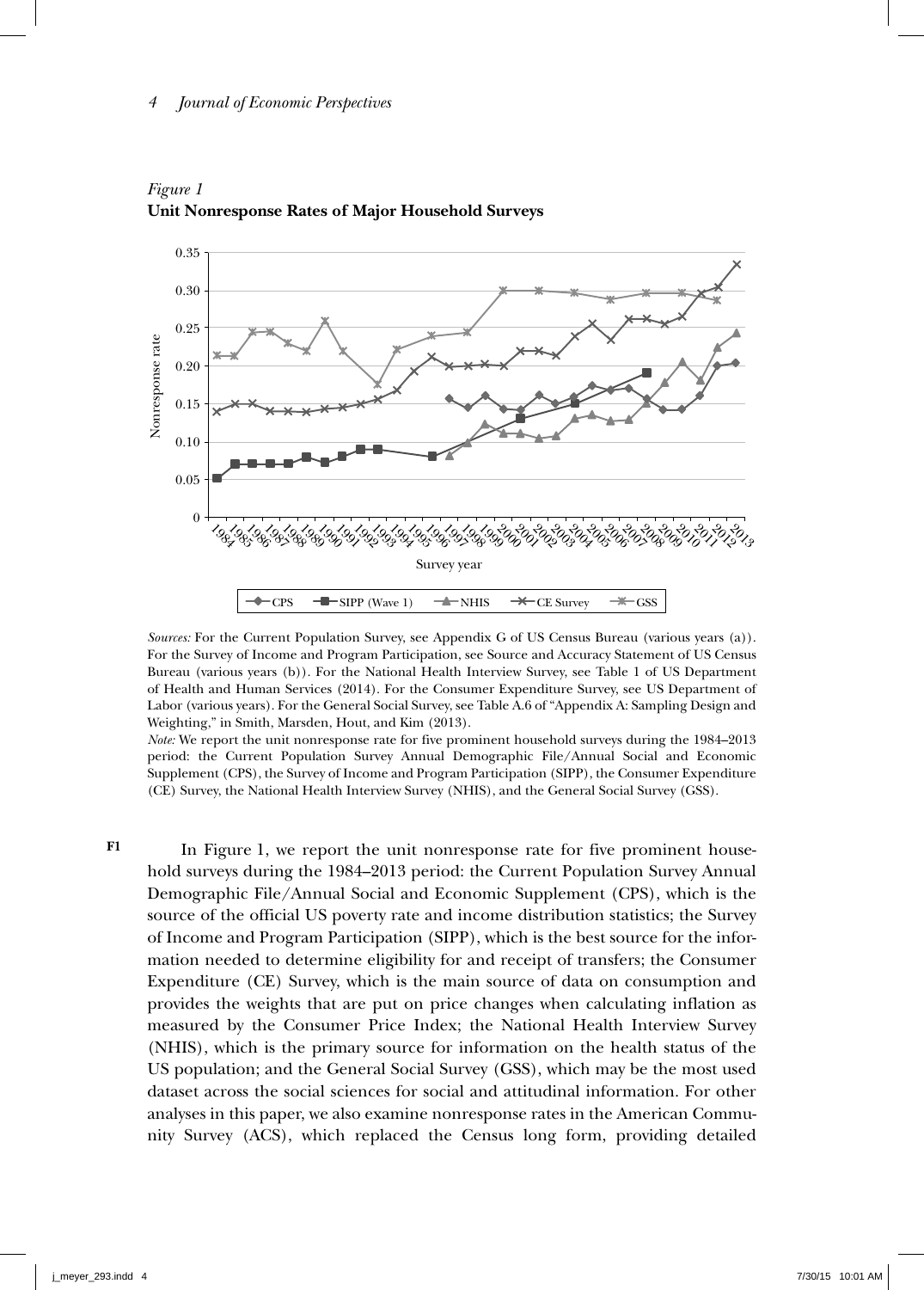*Figure 1*
**Unit Nonresponse Rates of Major Household Surveys**

*Sources:* For the Current Population Survey, see Appendix G of US Census Bureau (various years (a)). For the Survey of Income and Program Participation, see Source and Accuracy Statement of US Census Bureau (various years (b)). For the National Health Interview Survey, see Table 1 of US Department of Health and Human Services (2014). For the Consumer Expenditure Survey, see US Department of Labor (various years). For the General Social Survey, see Table A.6 of "Appendix A: Sampling Design and Weighting," in Smith, Marsden, Hout, and Kim (2013).

*Note:* We report the unit nonresponse rate for five prominent household surveys during the 1984–2013 period: the Current Population Survey Annual Demographic File/Annual Social and Economic Supplement (CPS), the Survey of Income and Program Participation (SIPP), the Consumer Expenditure (CE) Survey, the National Health Interview Survey (NHIS), and the General Social Survey (GSS).

In Figure 1, we report the unit nonresponse rate for five prominent household surveys during the 1984–2013 period: the Current Population Survey Annual Demographic File/Annual Social and Economic Supplement (CPS), which is the source of the official US poverty rate and income distribution statistics; the Survey of Income and Program Participation (SIPP), which is the best source for the information needed to determine eligibility for and receipt of transfers; the Consumer Expenditure (CE) Survey, which is the main source of data on consumption and provides the weights that are put on price changes when calculating inflation as measured by the Consumer Price Index; the National Health Interview Survey (NHIS), which is the primary source for information on the health status of the US population; and the General Social Survey (GSS), which may be the most used dataset across the social sciences for social and attitudinal information. For other analyses in this paper, we also examine nonresponse rates in the American Community Survey (ACS), which replaced the Census long form, providing detailed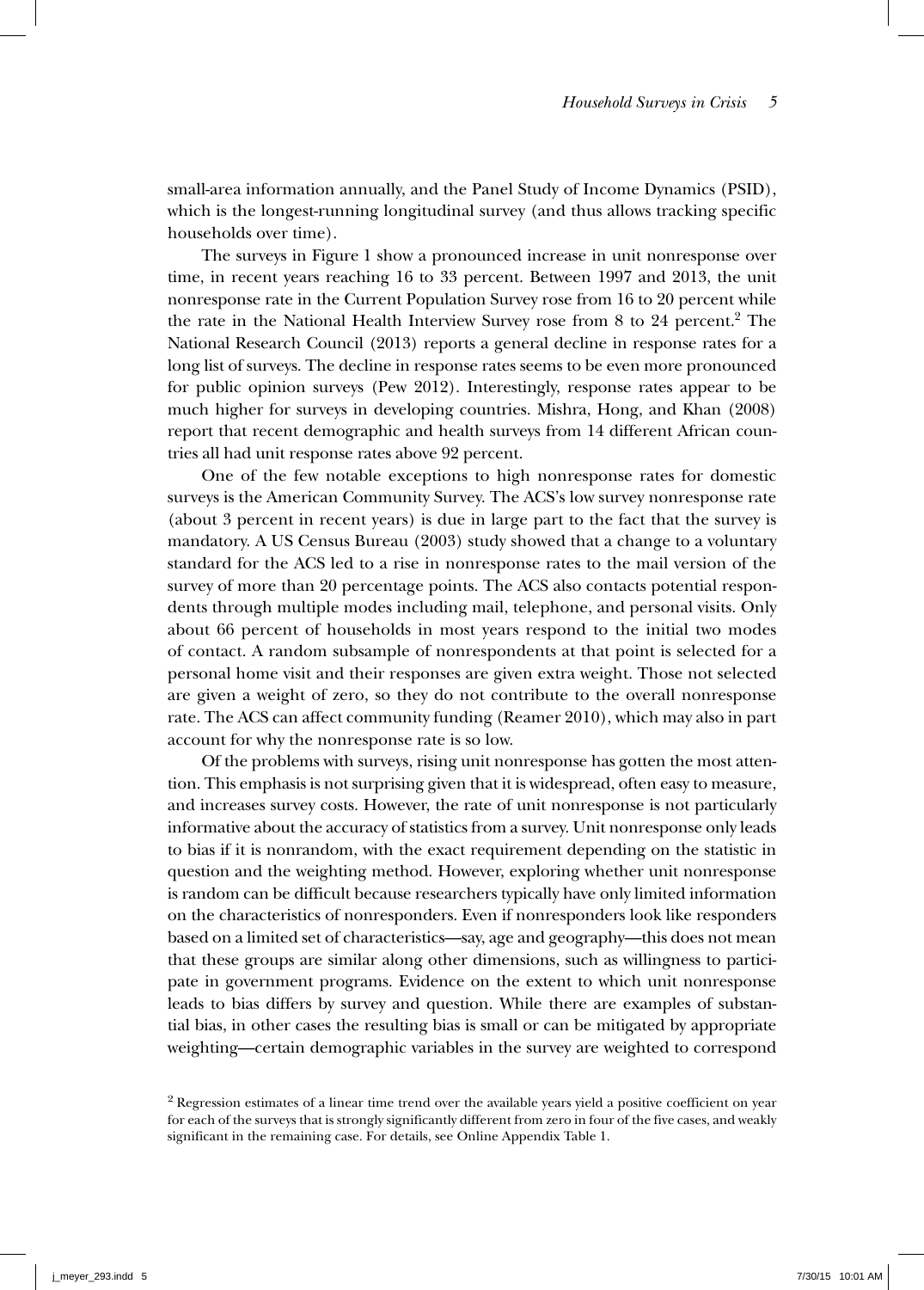small-area information annually, and the Panel Study of Income Dynamics (PSID), which is the longest-running longitudinal survey (and thus allows tracking specific households over time).

The surveys in Figure 1 show a pronounced increase in unit nonresponse over time, in recent years reaching 16 to 33 percent. Between 1997 and 2013, the unit nonresponse rate in the Current Population Survey rose from 16 to 20 percent while the rate in the National Health Interview Survey rose from 8 to 24 percent.[2] The National Research Council (2013) reports a general decline in response rates for a long list of surveys. The decline in response rates seems to be even more pronounced for public opinion surveys (Pew 2012). Interestingly, response rates appear to be much higher for surveys in developing countries. Mishra, Hong, and Khan (2008) report that recent demographic and health surveys from 14 different African countries all had unit response rates above 92 percent.

One of the few notable exceptions to high nonresponse rates for domestic surveys is the American Community Survey. The ACS's low survey nonresponse rate (about 3 percent in recent years) is due in large part to the fact that the survey is mandatory. A US Census Bureau (2003) study showed that a change to a voluntary standard for the ACS led to a rise in nonresponse rates to the mail version of the survey of more than 20 percentage points. The ACS also contacts potential respondents through multiple modes including mail, telephone, and personal visits. Only about 66 percent of households in most years respond to the initial two modes of contact. A random subsample of nonrespondents at that point is selected for a personal home visit and their responses are given extra weight. Those not selected are given a weight of zero, so they do not contribute to the overall nonresponse rate. The ACS can affect community funding (Reamer 2010), which may also in part account for why the nonresponse rate is so low.

Of the problems with surveys, rising unit nonresponse has gotten the most attention. This emphasis is not surprising given that it is widespread, often easy to measure, and increases survey costs. However, the rate of unit nonresponse is not particularly informative about the accuracy of statistics from a survey. Unit nonresponse only leads to bias if it is nonrandom, with the exact requirement depending on the statistic in question and the weighting method. However, exploring whether unit nonresponse is random can be difficult because researchers typically have only limited information on the characteristics of nonresponders. Even if nonresponders look like responders based on a limited set of characteristics—say, age and geography—this does not mean that these groups are similar along other dimensions, such as willingness to participate in government programs. Evidence on the extent to which unit nonresponse leads to bias differs by survey and question. While there are examples of substantial bias, in other cases the resulting bias is small or can be mitigated by appropriate weighting—certain demographic variables in the survey are weighted to correspond

[2] Regression estimates of a linear time trend over the available years yield a positive coefficient on year for each of the surveys that is strongly significantly different from zero in four of the five cases, and weakly significant in the remaining case. For details, see Online Appendix Table 1.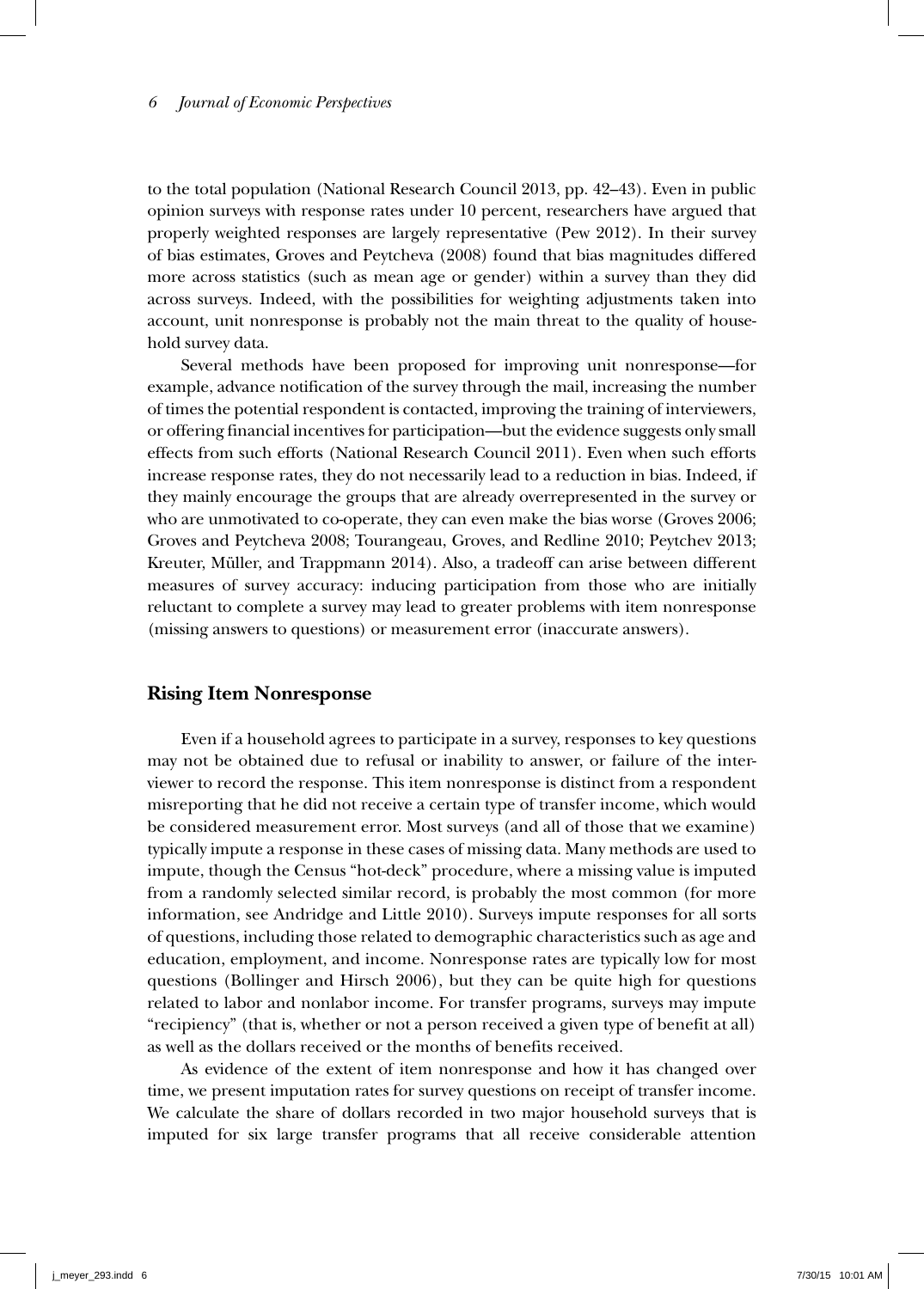to the total population (National Research Council 2013, pp. 42–43). Even in public opinion surveys with response rates under 10 percent, researchers have argued that properly weighted responses are largely representative (Pew 2012). In their survey of bias estimates, Groves and Peytcheva (2008) found that bias magnitudes differed more across statistics (such as mean age or gender) within a survey than they did across surveys. Indeed, with the possibilities for weighting adjustments taken into account, unit nonresponse is probably not the main threat to the quality of household survey data.

Several methods have been proposed for improving unit nonresponse—for example, advance notification of the survey through the mail, increasing the number of times the potential respondent is contacted, improving the training of interviewers, or offering financial incentives for participation—but the evidence suggests only small effects from such efforts (National Research Council 2011). Even when such efforts increase response rates, they do not necessarily lead to a reduction in bias. Indeed, if they mainly encourage the groups that are already overrepresented in the survey or who are unmotivated to co-operate, they can even make the bias worse (Groves 2006; Groves and Peytcheva 2008; Tourangeau, Groves, and Redline 2010; Peytchev 2013; Kreuter, Müller, and Trappmann 2014). Also, a tradeoff can arise between different measures of survey accuracy: inducing participation from those who are initially reluctant to complete a survey may lead to greater problems with item nonresponse (missing answers to questions) or measurement error (inaccurate answers).

## Rising Item Nonresponse

Even if a household agrees to participate in a survey, responses to key questions may not be obtained due to refusal or inability to answer, or failure of the interviewer to record the response. This item nonresponse is distinct from a respondent misreporting that he did not receive a certain type of transfer income, which would be considered measurement error. Most surveys (and all of those that we examine) typically impute a response in these cases of missing data. Many methods are used to impute, though the Census "hot-deck" procedure, where a missing value is imputed from a randomly selected similar record, is probably the most common (for more information, see Andridge and Little 2010). Surveys impute responses for all sorts of questions, including those related to demographic characteristics such as age and education, employment, and income. Nonresponse rates are typically low for most questions (Bollinger and Hirsch 2006), but they can be quite high for questions related to labor and nonlabor income. For transfer programs, surveys may impute "recipiency" (that is, whether or not a person received a given type of benefit at all) as well as the dollars received or the months of benefits received.

As evidence of the extent of item nonresponse and how it has changed over time, we present imputation rates for survey questions on receipt of transfer income. We calculate the share of dollars recorded in two major household surveys that is imputed for six large transfer programs that all receive considerable attention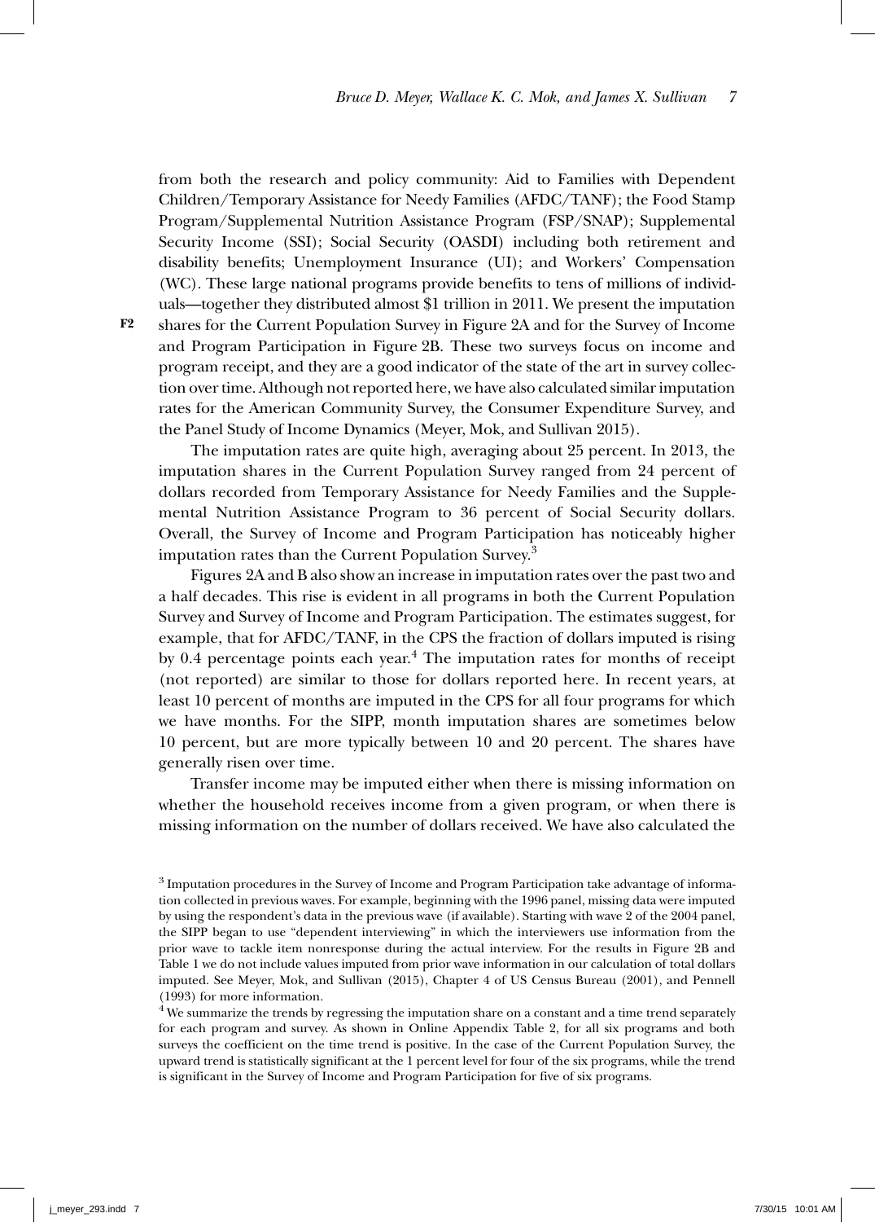from both the research and policy community: Aid to Families with Dependent Children/Temporary Assistance for Needy Families (AFDC/TANF); the Food Stamp Program/Supplemental Nutrition Assistance Program (FSP/SNAP); Supplemental Security Income (SSI); Social Security (OASDI) including both retirement and disability benefits; Unemployment Insurance (UI); and Workers' Compensation (WC). These large national programs provide benefits to tens of millions of individuals—together they distributed almost $1 trillion in 2011. We present the imputation shares for the Current Population Survey in Figure 2A and for the Survey of Income and Program Participation in Figure 2B. These two surveys focus on income and program receipt, and they are a good indicator of the state of the art in survey collection over time. Although not reported here, we have also calculated similar imputation rates for the American Community Survey, the Consumer Expenditure Survey, and the Panel Study of Income Dynamics (Meyer, Mok, and Sullivan 2015).

The imputation rates are quite high, averaging about 25 percent. In 2013, the imputation shares in the Current Population Survey ranged from 24 percent of dollars recorded from Temporary Assistance for Needy Families and the Supplemental Nutrition Assistance Program to 36 percent of Social Security dollars. Overall, the Survey of Income and Program Participation has noticeably higher imputation rates than the Current Population Survey.[3]

Figures 2A and B also show an increase in imputation rates over the past two and a half decades. This rise is evident in all programs in both the Current Population Survey and Survey of Income and Program Participation. The estimates suggest, for example, that for AFDC/TANF, in the CPS the fraction of dollars imputed is rising by 0.4 percentage points each year.[4] The imputation rates for months of receipt (not reported) are similar to those for dollars reported here. In recent years, at least 10 percent of months are imputed in the CPS for all four programs for which we have months. For the SIPP, month imputation shares are sometimes below 10 percent, but are more typically between 10 and 20 percent. The shares have generally risen over time.

Transfer income may be imputed either when there is missing information on whether the household receives income from a given program, or when there is missing information on the number of dollars received. We have also calculated the

---

[3] Imputation procedures in the Survey of Income and Program Participation take advantage of information collected in previous waves. For example, beginning with the 1996 panel, missing data were imputed by using the respondent's data in the previous wave (if available). Starting with wave 2 of the 2004 panel, the SIPP began to use "dependent interviewing" in which the interviewers use information from the prior wave to tackle item nonresponse during the actual interview. For the results in Figure 2B and Table 1 we do not include values imputed from prior wave information in our calculation of total dollars imputed. See Meyer, Mok, and Sullivan (2015), Chapter 4 of US Census Bureau (2001), and Pennell (1993) for more information.

[4] We summarize the trends by regressing the imputation share on a constant and a time trend separately for each program and survey. As shown in Online Appendix Table 2, for all six programs and both surveys the coefficient on the time trend is positive. In the case of the Current Population Survey, the upward trend is statistically significant at the 1 percent level for four of the six programs, while the trend is significant in the Survey of Income and Program Participation for five of six programs.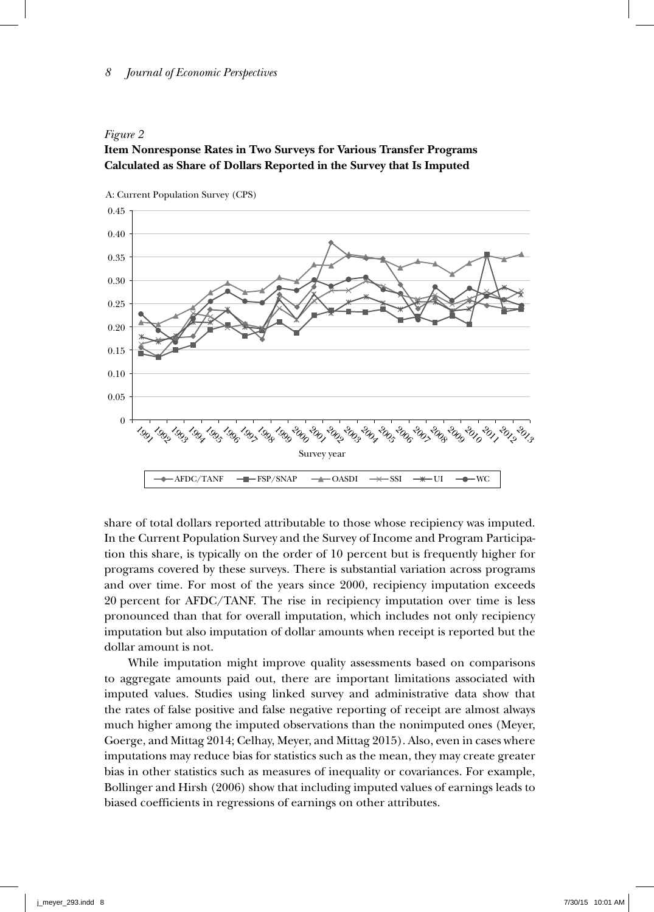*Figure 2*
**Item Nonresponse Rates in Two Surveys for Various Transfer Programs Calculated as Share of Dollars Reported in the Survey that Is Imputed**

A: Current Population Survey (CPS)

share of total dollars reported attributable to those whose recipiency was imputed. In the Current Population Survey and the Survey of Income and Program Participation this share, is typically on the order of 10 percent but is frequently higher for programs covered by these surveys. There is substantial variation across programs and over time. For most of the years since 2000, recipiency imputation exceeds 20 percent for AFDC/TANF. The rise in recipiency imputation over time is less pronounced than that for overall imputation, which includes not only recipiency imputation but also imputation of dollar amounts when receipt is reported but the dollar amount is not.

While imputation might improve quality assessments based on comparisons to aggregate amounts paid out, there are important limitations associated with imputed values. Studies using linked survey and administrative data show that the rates of false positive and false negative reporting of receipt are almost always much higher among the imputed observations than the nonimputed ones (Meyer, Goerge, and Mittag 2014; Celhay, Meyer, and Mittag 2015). Also, even in cases where imputations may reduce bias for statistics such as the mean, they may create greater bias in other statistics such as measures of inequality or covariances. For example, Bollinger and Hirsh (2006) show that including imputed values of earnings leads to biased coefficients in regressions of earnings on other attributes.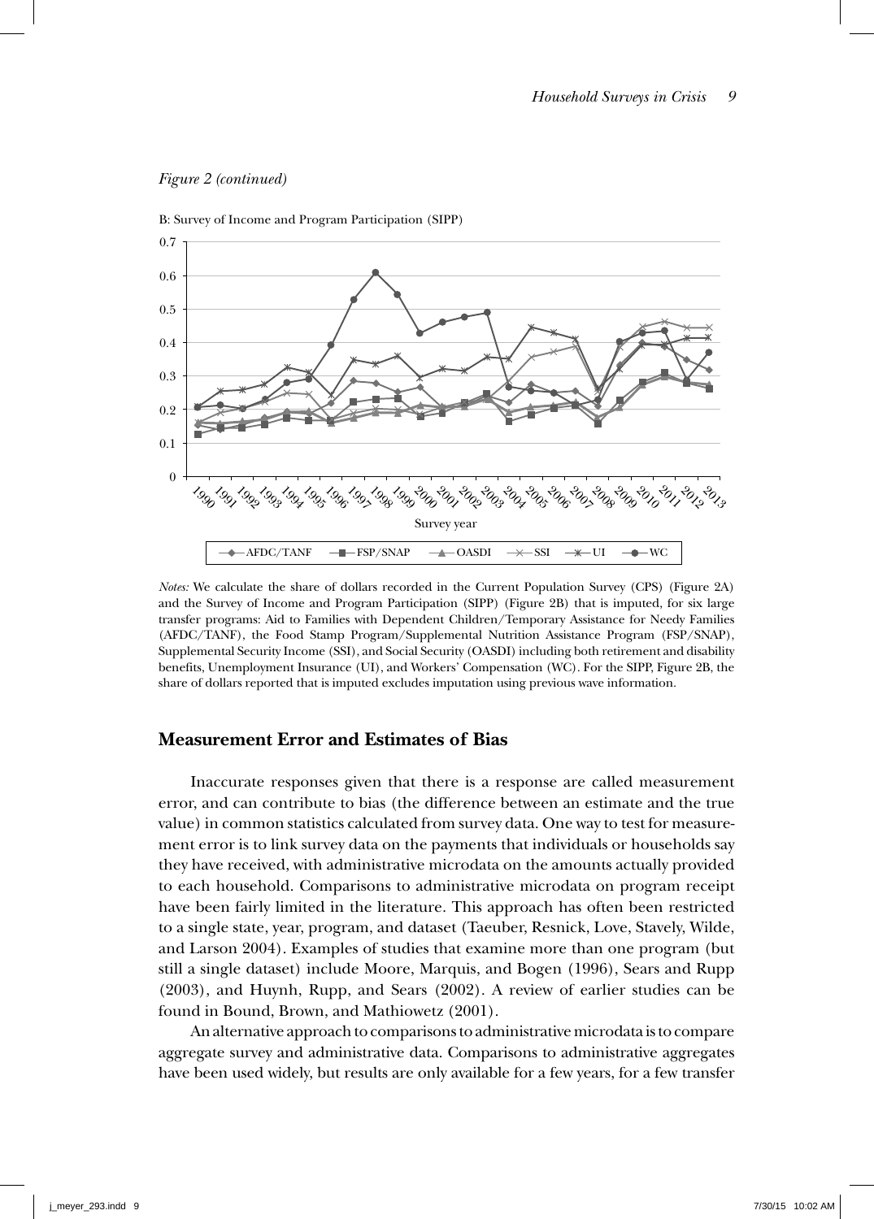*Figure 2 (continued)*

B: Survey of Income and Program Participation (SIPP)

*Notes:* We calculate the share of dollars recorded in the Current Population Survey (CPS) (Figure 2A) and the Survey of Income and Program Participation (SIPP) (Figure 2B) that is imputed, for six large transfer programs: Aid to Families with Dependent Children/Temporary Assistance for Needy Families (AFDC/TANF), the Food Stamp Program/Supplemental Nutrition Assistance Program (FSP/SNAP), Supplemental Security Income (SSI), and Social Security (OASDI) including both retirement and disability benefits, Unemployment Insurance (UI), and Workers' Compensation (WC). For the SIPP, Figure 2B, the share of dollars reported that is imputed excludes imputation using previous wave information.

## Measurement Error and Estimates of Bias

Inaccurate responses given that there is a response are called measurement error, and can contribute to bias (the difference between an estimate and the true value) in common statistics calculated from survey data. One way to test for measurement error is to link survey data on the payments that individuals or households say they have received, with administrative microdata on the amounts actually provided to each household. Comparisons to administrative microdata on program receipt have been fairly limited in the literature. This approach has often been restricted to a single state, year, program, and dataset (Taeuber, Resnick, Love, Stavely, Wilde, and Larson 2004). Examples of studies that examine more than one program (but still a single dataset) include Moore, Marquis, and Bogen (1996), Sears and Rupp (2003), and Huynh, Rupp, and Sears (2002). A review of earlier studies can be found in Bound, Brown, and Mathiowetz (2001).

An alternative approach to comparisons to administrative microdata is to compare aggregate survey and administrative data. Comparisons to administrative aggregates have been used widely, but results are only available for a few years, for a few transfer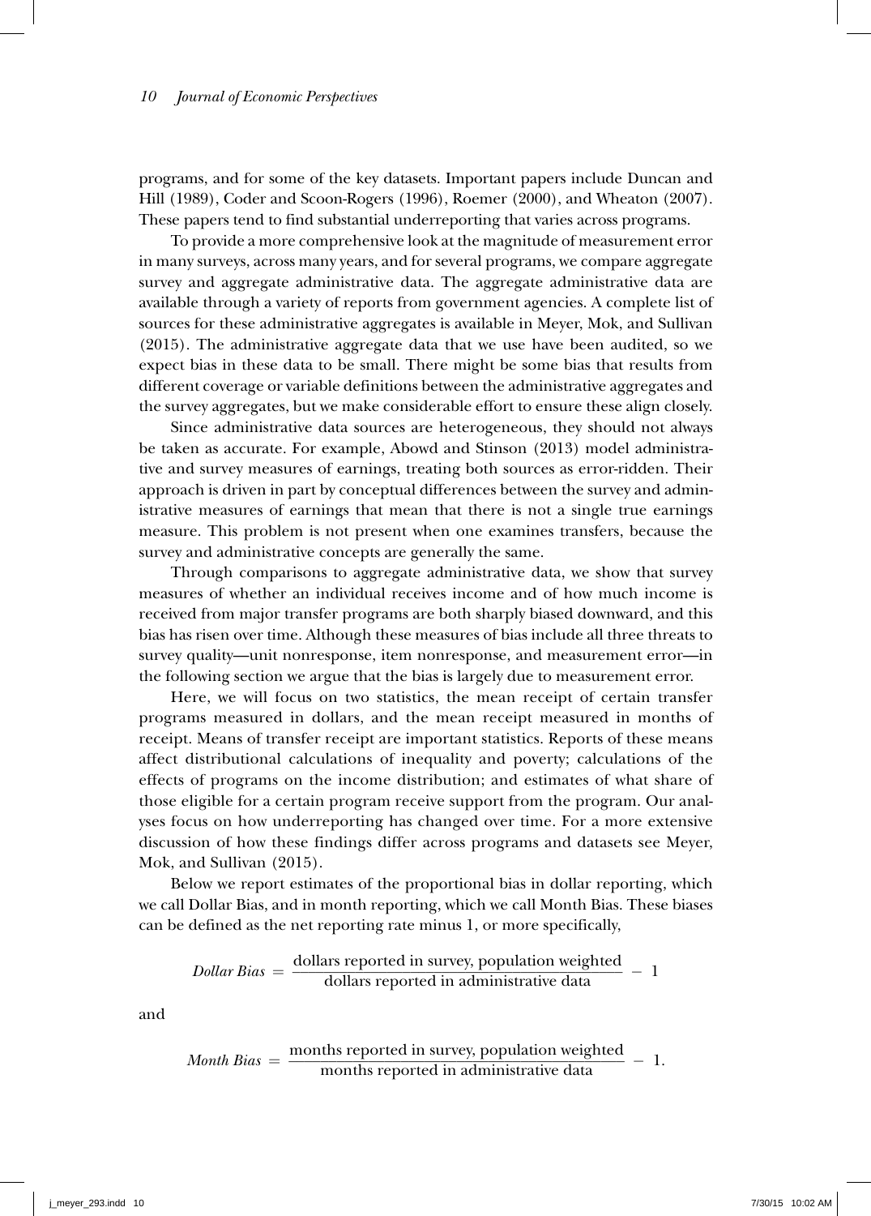programs, and for some of the key datasets. Important papers include Duncan and Hill (1989), Coder and Scoon-Rogers (1996), Roemer (2000), and Wheaton (2007). These papers tend to find substantial underreporting that varies across programs.

To provide a more comprehensive look at the magnitude of measurement error in many surveys, across many years, and for several programs, we compare aggregate survey and aggregate administrative data. The aggregate administrative data are available through a variety of reports from government agencies. A complete list of sources for these administrative aggregates is available in Meyer, Mok, and Sullivan (2015). The administrative aggregate data that we use have been audited, so we expect bias in these data to be small. There might be some bias that results from different coverage or variable definitions between the administrative aggregates and the survey aggregates, but we make considerable effort to ensure these align closely.

Since administrative data sources are heterogeneous, they should not always be taken as accurate. For example, Abowd and Stinson (2013) model administrative and survey measures of earnings, treating both sources as error-ridden. Their approach is driven in part by conceptual differences between the survey and administrative measures of earnings that mean that there is not a single true earnings measure. This problem is not present when one examines transfers, because the survey and administrative concepts are generally the same.

Through comparisons to aggregate administrative data, we show that survey measures of whether an individual receives income and of how much income is received from major transfer programs are both sharply biased downward, and this bias has risen over time. Although these measures of bias include all three threats to survey quality—unit nonresponse, item nonresponse, and measurement error—in the following section we argue that the bias is largely due to measurement error.

Here, we will focus on two statistics, the mean receipt of certain transfer programs measured in dollars, and the mean receipt measured in months of receipt. Means of transfer receipt are important statistics. Reports of these means affect distributional calculations of inequality and poverty; calculations of the effects of programs on the income distribution; and estimates of what share of those eligible for a certain program receive support from the program. Our analyses focus on how underreporting has changed over time. For a more extensive discussion of how these findings differ across programs and datasets see Meyer, Mok, and Sullivan (2015).

Below we report estimates of the proportional bias in dollar reporting, which we call Dollar Bias, and in month reporting, which we call Month Bias. These biases can be defined as the net reporting rate minus 1, or more specifically,

$$\textit{Dollar Bias} = \frac{\text{dollars reported in survey, population weighted}}{\text{dollars reported in administrative data}} - 1$$

and

$$\textit{Month Bias} = \frac{\text{months reported in survey, population weighted}}{\text{months reported in administrative data}} - 1.$$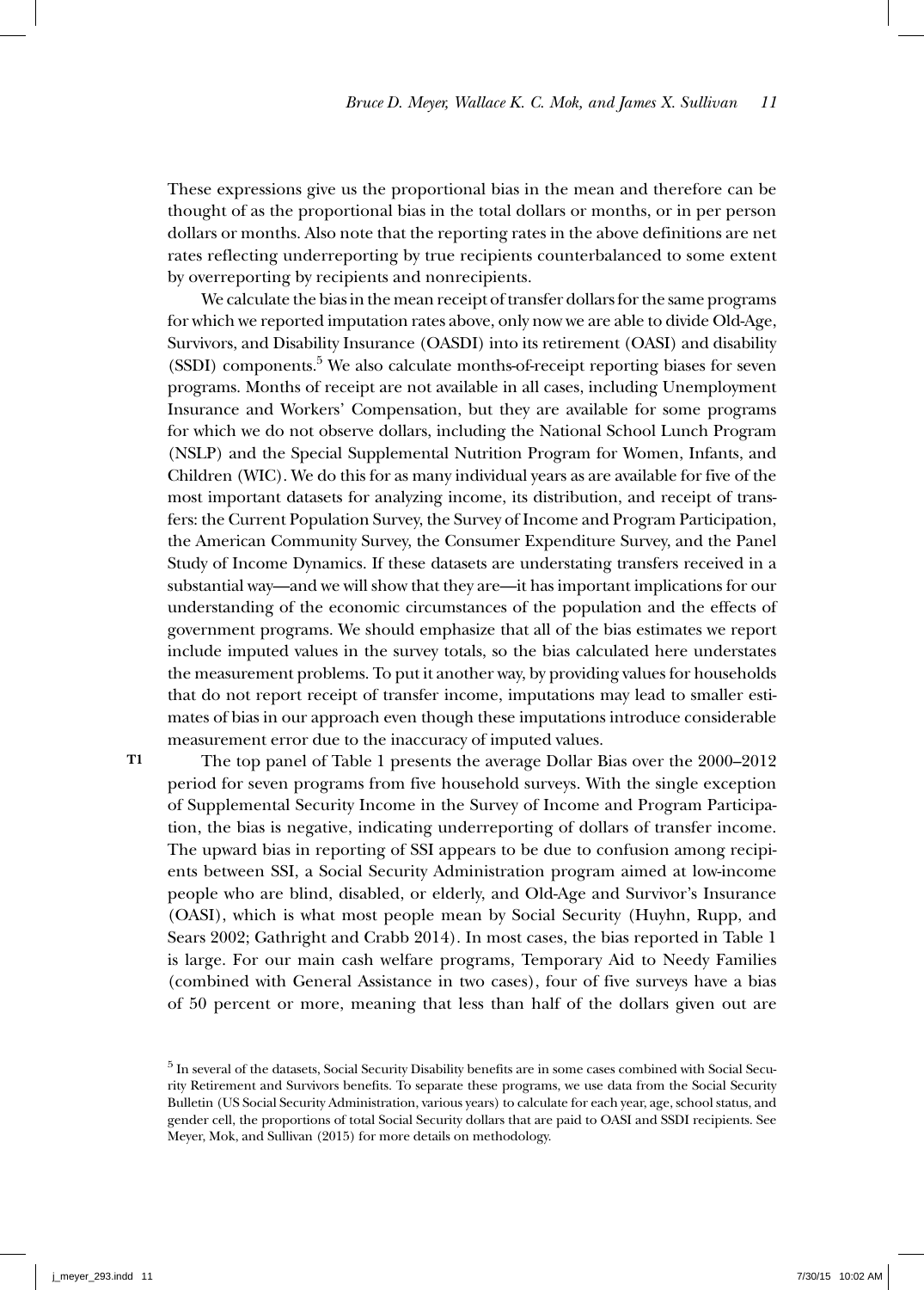These expressions give us the proportional bias in the mean and therefore can be thought of as the proportional bias in the total dollars or months, or in per person dollars or months. Also note that the reporting rates in the above definitions are net rates reflecting underreporting by true recipients counterbalanced to some extent by overreporting by recipients and nonrecipients.

We calculate the bias in the mean receipt of transfer dollars for the same programs for which we reported imputation rates above, only now we are able to divide Old-Age, Survivors, and Disability Insurance (OASDI) into its retirement (OASI) and disability (SSDI) components.[5] We also calculate months-of-receipt reporting biases for seven programs. Months of receipt are not available in all cases, including Unemployment Insurance and Workers' Compensation, but they are available for some programs for which we do not observe dollars, including the National School Lunch Program (NSLP) and the Special Supplemental Nutrition Program for Women, Infants, and Children (WIC). We do this for as many individual years as are available for five of the most important datasets for analyzing income, its distribution, and receipt of transfers: the Current Population Survey, the Survey of Income and Program Participation, the American Community Survey, the Consumer Expenditure Survey, and the Panel Study of Income Dynamics. If these datasets are understating transfers received in a substantial way—and we will show that they are—it has important implications for our understanding of the economic circumstances of the population and the effects of government programs. We should emphasize that all of the bias estimates we report include imputed values in the survey totals, so the bias calculated here understates the measurement problems. To put it another way, by providing values for households that do not report receipt of transfer income, imputations may lead to smaller estimates of bias in our approach even though these imputations introduce considerable measurement error due to the inaccuracy of imputed values.

The top panel of Table 1 presents the average Dollar Bias over the 2000–2012 period for seven programs from five household surveys. With the single exception of Supplemental Security Income in the Survey of Income and Program Participation, the bias is negative, indicating underreporting of dollars of transfer income. The upward bias in reporting of SSI appears to be due to confusion among recipients between SSI, a Social Security Administration program aimed at low-income people who are blind, disabled, or elderly, and Old-Age and Survivor's Insurance (OASI), which is what most people mean by Social Security (Huyhn, Rupp, and Sears 2002; Gathright and Crabb 2014). In most cases, the bias reported in Table 1 is large. For our main cash welfare programs, Temporary Aid to Needy Families (combined with General Assistance in two cases), four of five surveys have a bias of 50 percent or more, meaning that less than half of the dollars given out are

[5] In several of the datasets, Social Security Disability benefits are in some cases combined with Social Security Retirement and Survivors benefits. To separate these programs, we use data from the Social Security Bulletin (US Social Security Administration, various years) to calculate for each year, age, school status, and gender cell, the proportions of total Social Security dollars that are paid to OASI and SSDI recipients. See Meyer, Mok, and Sullivan (2015) for more details on methodology.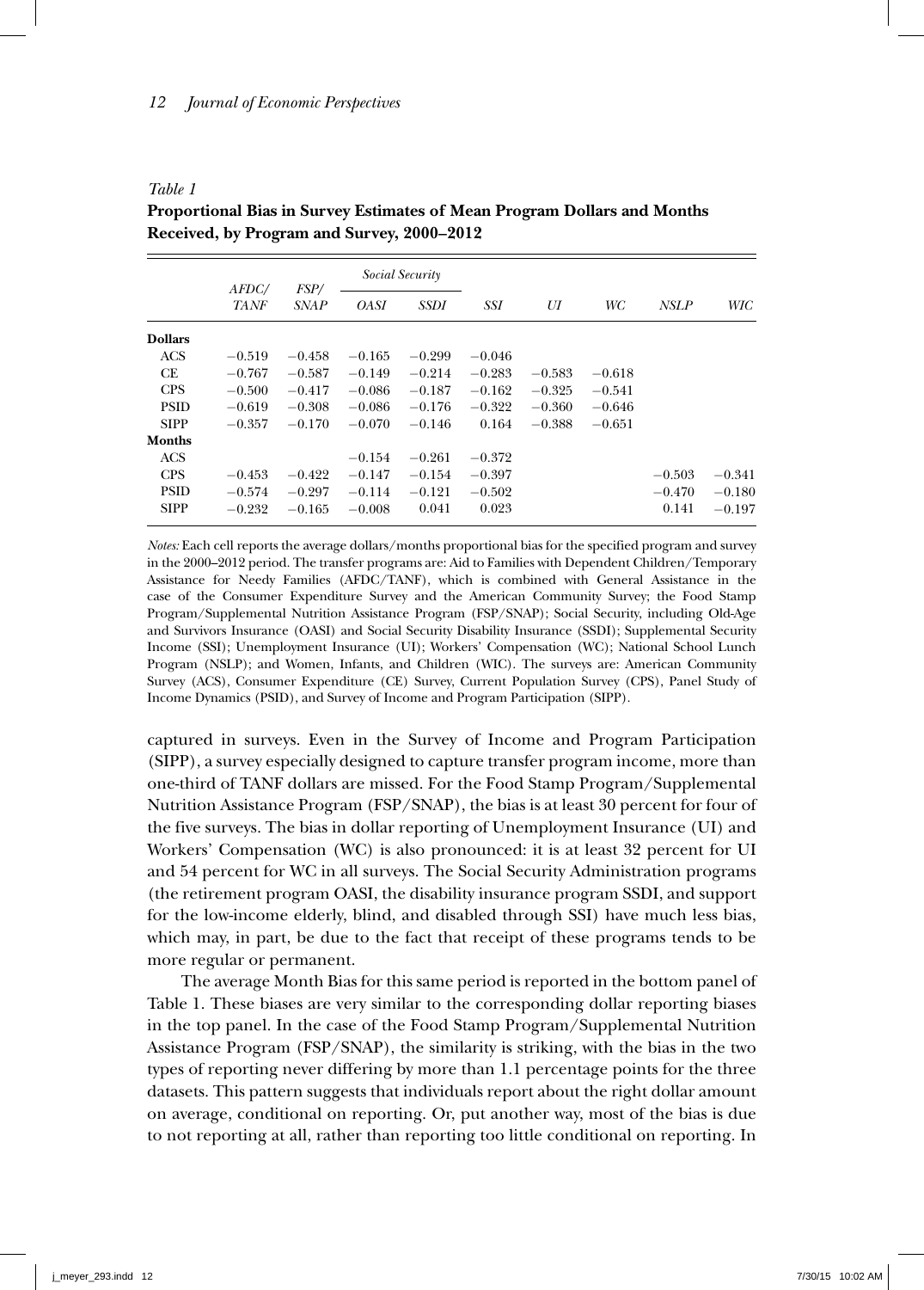*Table 1*

**Proportional Bias in Survey Estimates of Mean Program Dollars and Months Received, by Program and Survey, 2000–2012**

| | AFDC/ TANF | FSP/ SNAP | *Social Security* | | SSI | UI | WC | NSLP | WIC |
|---|---|---|---|---|---|---|---|---|---|
| | | | OASI | SSDI | | | | | |
| **Dollars** | | | | | | | | | |
| ACS | −0.519 | −0.458 | −0.165 | −0.299 | −0.046 | | | | |
| CE | −0.767 | −0.587 | −0.149 | −0.214 | −0.283 | −0.583 | −0.618 | | |
| CPS | −0.500 | −0.417 | −0.086 | −0.187 | −0.162 | −0.325 | −0.541 | | |
| PSID | −0.619 | −0.308 | −0.086 | −0.176 | −0.322 | −0.360 | −0.646 | | |
| SIPP | −0.357 | −0.170 | −0.070 | −0.146 | 0.164 | −0.388 | −0.651 | | |
| **Months** | | | | | | | | | |
| ACS | | | −0.154 | −0.261 | −0.372 | | | | |
| CPS | −0.453 | −0.422 | −0.147 | −0.154 | −0.397 | | | −0.503 | −0.341 |
| PSID | −0.574 | −0.297 | −0.114 | −0.121 | −0.502 | | | −0.470 | −0.180 |
| SIPP | −0.232 | −0.165 | −0.008 | 0.041 | 0.023 | | | 0.141 | −0.197 |

*Notes:* Each cell reports the average dollars/months proportional bias for the specified program and survey in the 2000–2012 period. The transfer programs are: Aid to Families with Dependent Children/Temporary Assistance for Needy Families (AFDC/TANF), which is combined with General Assistance in the case of the Consumer Expenditure Survey and the American Community Survey; the Food Stamp Program/Supplemental Nutrition Assistance Program (FSP/SNAP); Social Security, including Old-Age and Survivors Insurance (OASI) and Social Security Disability Insurance (SSDI); Supplemental Security Income (SSI); Unemployment Insurance (UI); Workers' Compensation (WC); National School Lunch Program (NSLP); and Women, Infants, and Children (WIC). The surveys are: American Community Survey (ACS), Consumer Expenditure (CE) Survey, Current Population Survey (CPS), Panel Study of Income Dynamics (PSID), and Survey of Income and Program Participation (SIPP).

captured in surveys. Even in the Survey of Income and Program Participation (SIPP), a survey especially designed to capture transfer program income, more than one-third of TANF dollars are missed. For the Food Stamp Program/Supplemental Nutrition Assistance Program (FSP/SNAP), the bias is at least 30 percent for four of the five surveys. The bias in dollar reporting of Unemployment Insurance (UI) and Workers' Compensation (WC) is also pronounced: it is at least 32 percent for UI and 54 percent for WC in all surveys. The Social Security Administration programs (the retirement program OASI, the disability insurance program SSDI, and support for the low-income elderly, blind, and disabled through SSI) have much less bias, which may, in part, be due to the fact that receipt of these programs tends to be more regular or permanent.

The average Month Bias for this same period is reported in the bottom panel of Table 1. These biases are very similar to the corresponding dollar reporting biases in the top panel. In the case of the Food Stamp Program/Supplemental Nutrition Assistance Program (FSP/SNAP), the similarity is striking, with the bias in the two types of reporting never differing by more than 1.1 percentage points for the three datasets. This pattern suggests that individuals report about the right dollar amount on average, conditional on reporting. Or, put another way, most of the bias is due to not reporting at all, rather than reporting too little conditional on reporting. In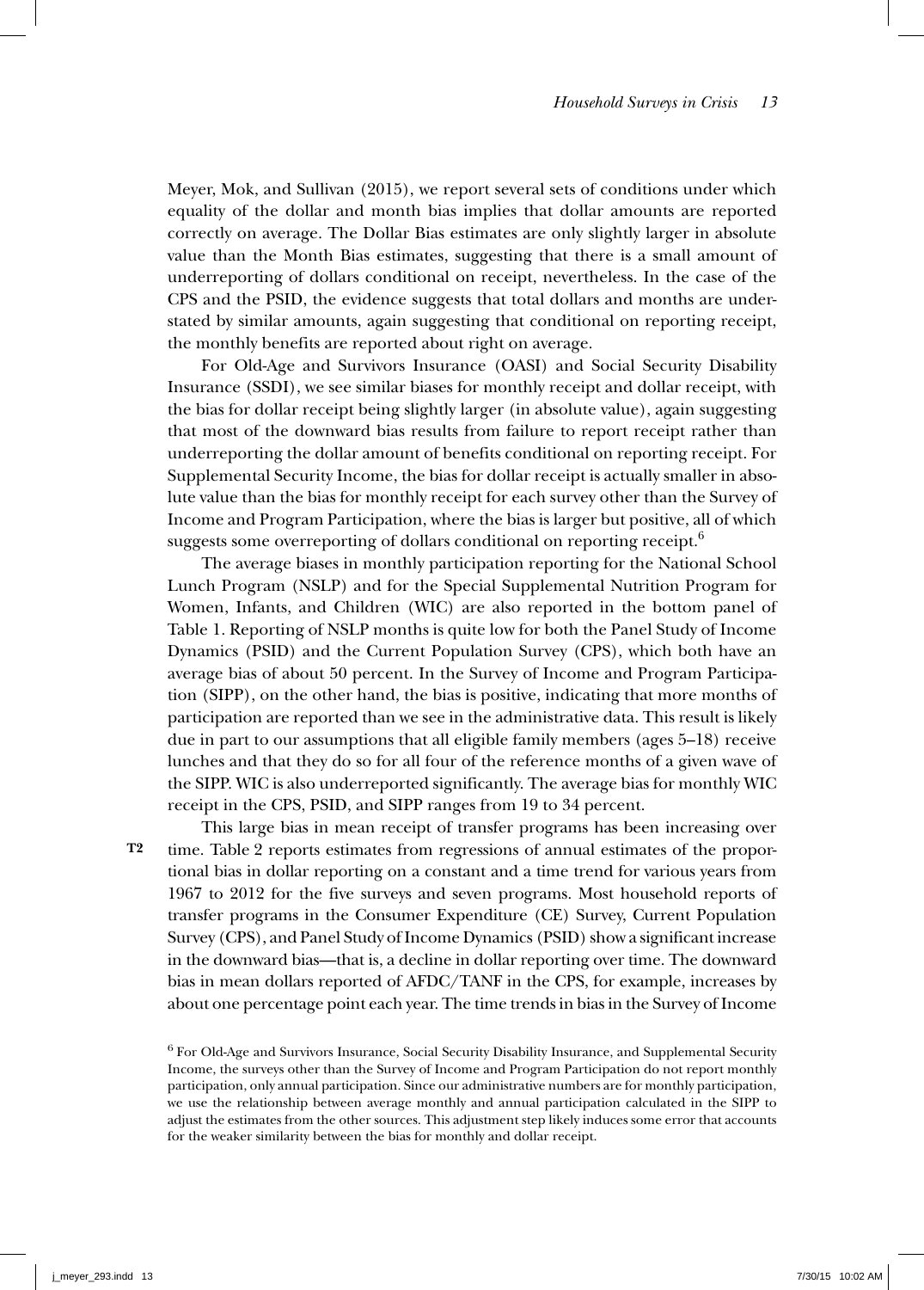Meyer, Mok, and Sullivan (2015), we report several sets of conditions under which equality of the dollar and month bias implies that dollar amounts are reported correctly on average. The Dollar Bias estimates are only slightly larger in absolute value than the Month Bias estimates, suggesting that there is a small amount of underreporting of dollars conditional on receipt, nevertheless. In the case of the CPS and the PSID, the evidence suggests that total dollars and months are understated by similar amounts, again suggesting that conditional on reporting receipt, the monthly benefits are reported about right on average.

For Old-Age and Survivors Insurance (OASI) and Social Security Disability Insurance (SSDI), we see similar biases for monthly receipt and dollar receipt, with the bias for dollar receipt being slightly larger (in absolute value), again suggesting that most of the downward bias results from failure to report receipt rather than underreporting the dollar amount of benefits conditional on reporting receipt. For Supplemental Security Income, the bias for dollar receipt is actually smaller in absolute value than the bias for monthly receipt for each survey other than the Survey of Income and Program Participation, where the bias is larger but positive, all of which suggests some overreporting of dollars conditional on reporting receipt.[6]

The average biases in monthly participation reporting for the National School Lunch Program (NSLP) and for the Special Supplemental Nutrition Program for Women, Infants, and Children (WIC) are also reported in the bottom panel of Table 1. Reporting of NSLP months is quite low for both the Panel Study of Income Dynamics (PSID) and the Current Population Survey (CPS), which both have an average bias of about 50 percent. In the Survey of Income and Program Participation (SIPP), on the other hand, the bias is positive, indicating that more months of participation are reported than we see in the administrative data. This result is likely due in part to our assumptions that all eligible family members (ages 5–18) receive lunches and that they do so for all four of the reference months of a given wave of the SIPP. WIC is also underreported significantly. The average bias for monthly WIC receipt in the CPS, PSID, and SIPP ranges from 19 to 34 percent.

This large bias in mean receipt of transfer programs has been increasing over time. Table 2 reports estimates from regressions of annual estimates of the proportional bias in dollar reporting on a constant and a time trend for various years from 1967 to 2012 for the five surveys and seven programs. Most household reports of transfer programs in the Consumer Expenditure (CE) Survey, Current Population Survey (CPS), and Panel Study of Income Dynamics (PSID) show a significant increase in the downward bias—that is, a decline in dollar reporting over time. The downward bias in mean dollars reported of AFDC/TANF in the CPS, for example, increases by about one percentage point each year. The time trends in bias in the Survey of Income

[6] For Old-Age and Survivors Insurance, Social Security Disability Insurance, and Supplemental Security Income, the surveys other than the Survey of Income and Program Participation do not report monthly participation, only annual participation. Since our administrative numbers are for monthly participation, we use the relationship between average monthly and annual participation calculated in the SIPP to adjust the estimates from the other sources. This adjustment step likely induces some error that accounts for the weaker similarity between the bias for monthly and dollar receipt.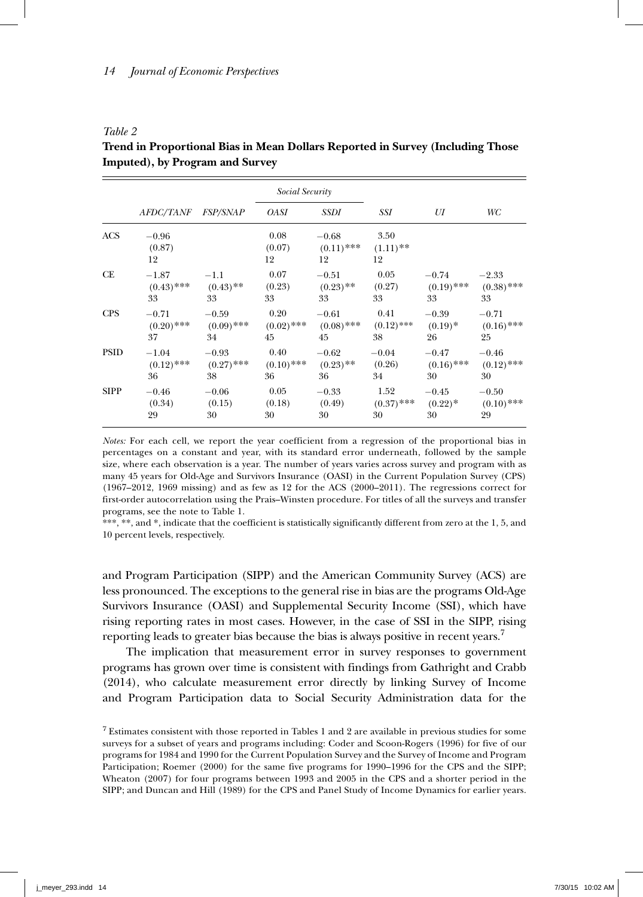*Table 2*

**Trend in Proportional Bias in Mean Dollars Reported in Survey (Including Those Imputed), by Program and Survey**

| | | | *Social Security* | | | | |
|---|---|---|---|---|---|---|---|
| | *AFDC/TANF* | *FSP/SNAP* | *OASI* | *SSDI* | *SSI* | *UI* | *WC* |
| ACS | −0.96<br>(0.87)<br>12 | | 0.08<br>(0.07)<br>12 | −0.68<br>(0.11)***<br>12 | 3.50<br>(1.11)**<br>12 | | |
| CE | −1.87<br>(0.43)***<br>33 | −1.1<br>(0.43)**<br>33 | 0.07<br>(0.23)<br>33 | −0.51<br>(0.23)**<br>33 | 0.05<br>(0.27)<br>33 | −0.74<br>(0.19)***<br>33 | −2.33<br>(0.38)***<br>33 |
| CPS | −0.71<br>(0.20)***<br>37 | −0.59<br>(0.09)***<br>34 | 0.20<br>(0.02)***<br>45 | −0.61<br>(0.08)***<br>45 | 0.41<br>(0.12)***<br>38 | −0.39<br>(0.19)*<br>26 | −0.71<br>(0.16)***<br>25 |
| PSID | −1.04<br>(0.12)***<br>36 | −0.93<br>(0.27)***<br>38 | 0.40<br>(0.10)***<br>36 | −0.62<br>(0.23)**<br>36 | −0.04<br>(0.26)<br>34 | −0.47<br>(0.16)***<br>30 | −0.46<br>(0.12)***<br>30 |
| SIPP | −0.46<br>(0.34)<br>29 | −0.06<br>(0.15)<br>30 | 0.05<br>(0.18)<br>30 | −0.33<br>(0.49)<br>30 | 1.52<br>(0.37)***<br>30 | −0.45<br>(0.22)*<br>30 | −0.50<br>(0.10)***<br>29 |

*Notes:* For each cell, we report the year coefficient from a regression of the proportional bias in percentages on a constant and year, with its standard error underneath, followed by the sample size, where each observation is a year. The number of years varies across survey and program with as many 45 years for Old-Age and Survivors Insurance (OASI) in the Current Population Survey (CPS) (1967–2012, 1969 missing) and as few as 12 for the ACS (2000–2011). The regressions correct for first-order autocorrelation using the Prais–Winsten procedure. For titles of all the surveys and transfer programs, see the note to Table 1.

***, **, and *, indicate that the coefficient is statistically significantly different from zero at the 1, 5, and 10 percent levels, respectively.

and Program Participation (SIPP) and the American Community Survey (ACS) are less pronounced. The exceptions to the general rise in bias are the programs Old-Age Survivors Insurance (OASI) and Supplemental Security Income (SSI), which have rising reporting rates in most cases. However, in the case of SSI in the SIPP, rising reporting leads to greater bias because the bias is always positive in recent years.[7]

The implication that measurement error in survey responses to government programs has grown over time is consistent with findings from Gathright and Crabb (2014), who calculate measurement error directly by linking Survey of Income and Program Participation data to Social Security Administration data for the

[7] Estimates consistent with those reported in Tables 1 and 2 are available in previous studies for some surveys for a subset of years and programs including: Coder and Scoon-Rogers (1996) for five of our programs for 1984 and 1990 for the Current Population Survey and the Survey of Income and Program Participation; Roemer (2000) for the same five programs for 1990–1996 for the CPS and the SIPP; Wheaton (2007) for four programs between 1993 and 2005 in the CPS and a shorter period in the SIPP; and Duncan and Hill (1989) for the CPS and Panel Study of Income Dynamics for earlier years.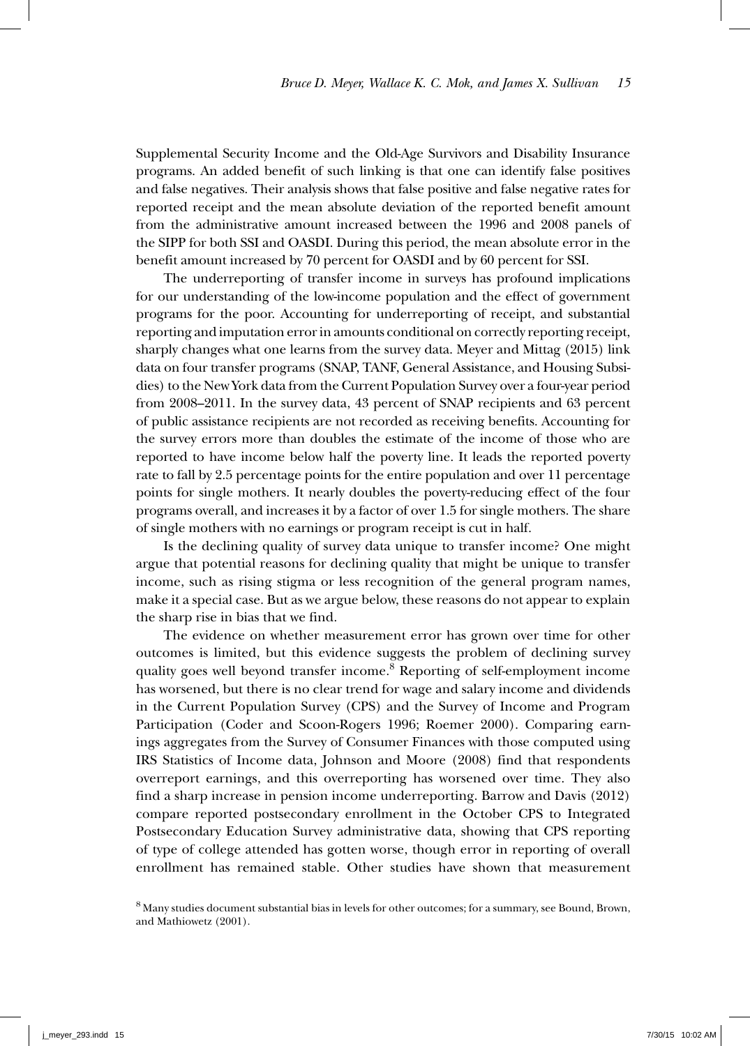Supplemental Security Income and the Old-Age Survivors and Disability Insurance programs. An added benefit of such linking is that one can identify false positives and false negatives. Their analysis shows that false positive and false negative rates for reported receipt and the mean absolute deviation of the reported benefit amount from the administrative amount increased between the 1996 and 2008 panels of the SIPP for both SSI and OASDI. During this period, the mean absolute error in the benefit amount increased by 70 percent for OASDI and by 60 percent for SSI.

The underreporting of transfer income in surveys has profound implications for our understanding of the low-income population and the effect of government programs for the poor. Accounting for underreporting of receipt, and substantial reporting and imputation error in amounts conditional on correctly reporting receipt, sharply changes what one learns from the survey data. Meyer and Mittag (2015) link data on four transfer programs (SNAP, TANF, General Assistance, and Housing Subsidies) to the New York data from the Current Population Survey over a four-year period from 2008–2011. In the survey data, 43 percent of SNAP recipients and 63 percent of public assistance recipients are not recorded as receiving benefits. Accounting for the survey errors more than doubles the estimate of the income of those who are reported to have income below half the poverty line. It leads the reported poverty rate to fall by 2.5 percentage points for the entire population and over 11 percentage points for single mothers. It nearly doubles the poverty-reducing effect of the four programs overall, and increases it by a factor of over 1.5 for single mothers. The share of single mothers with no earnings or program receipt is cut in half.

Is the declining quality of survey data unique to transfer income? One might argue that potential reasons for declining quality that might be unique to transfer income, such as rising stigma or less recognition of the general program names, make it a special case. But as we argue below, these reasons do not appear to explain the sharp rise in bias that we find.

The evidence on whether measurement error has grown over time for other outcomes is limited, but this evidence suggests the problem of declining survey quality goes well beyond transfer income.[8] Reporting of self-employment income has worsened, but there is no clear trend for wage and salary income and dividends in the Current Population Survey (CPS) and the Survey of Income and Program Participation (Coder and Scoon-Rogers 1996; Roemer 2000). Comparing earnings aggregates from the Survey of Consumer Finances with those computed using IRS Statistics of Income data, Johnson and Moore (2008) find that respondents overreport earnings, and this overreporting has worsened over time. They also find a sharp increase in pension income underreporting. Barrow and Davis (2012) compare reported postsecondary enrollment in the October CPS to Integrated Postsecondary Education Survey administrative data, showing that CPS reporting of type of college attended has gotten worse, though error in reporting of overall enrollment has remained stable. Other studies have shown that measurement

[8] Many studies document substantial bias in levels for other outcomes; for a summary, see Bound, Brown, and Mathiowetz (2001).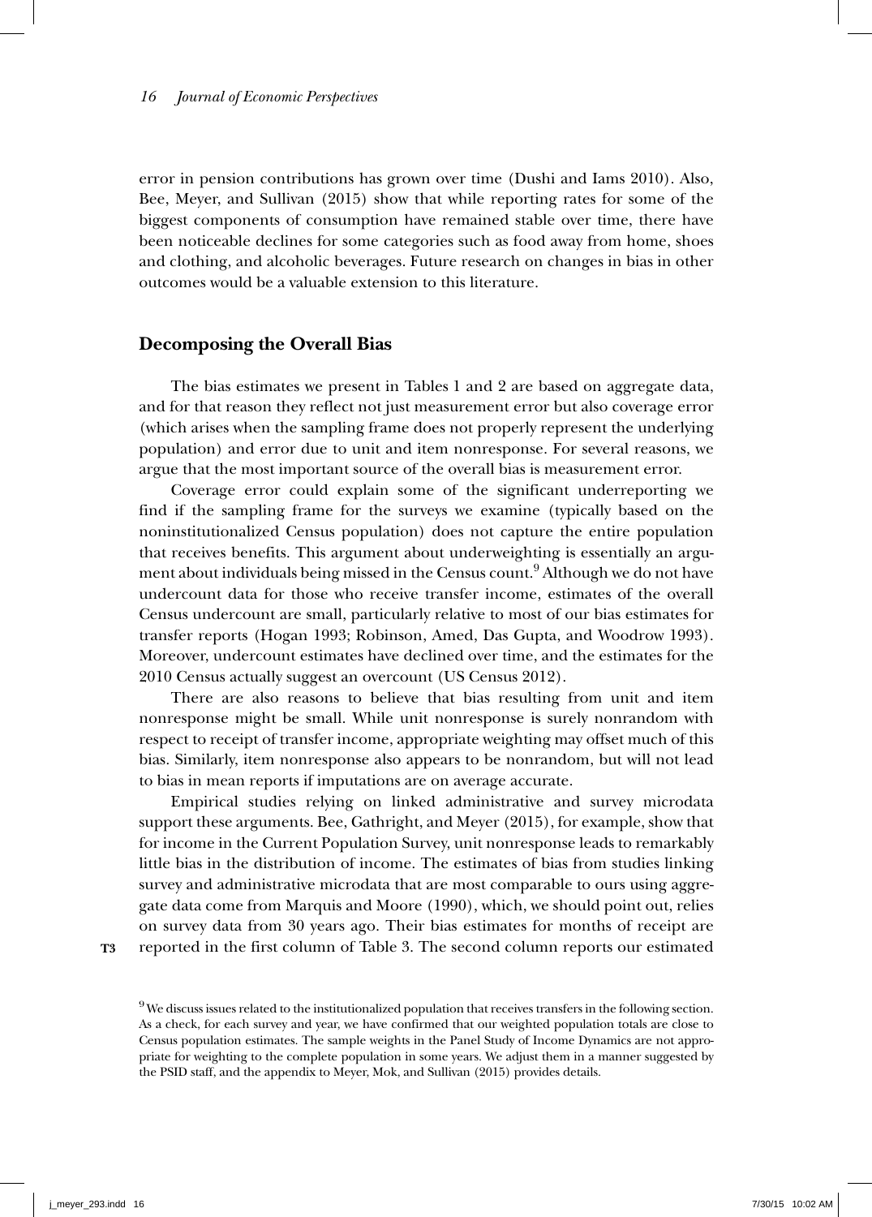error in pension contributions has grown over time (Dushi and Iams 2010). Also, Bee, Meyer, and Sullivan (2015) show that while reporting rates for some of the biggest components of consumption have remained stable over time, there have been noticeable declines for some categories such as food away from home, shoes and clothing, and alcoholic beverages. Future research on changes in bias in other outcomes would be a valuable extension to this literature.

## Decomposing the Overall Bias

The bias estimates we present in Tables 1 and 2 are based on aggregate data, and for that reason they reflect not just measurement error but also coverage error (which arises when the sampling frame does not properly represent the underlying population) and error due to unit and item nonresponse. For several reasons, we argue that the most important source of the overall bias is measurement error.

Coverage error could explain some of the significant underreporting we find if the sampling frame for the surveys we examine (typically based on the noninstitutionalized Census population) does not capture the entire population that receives benefits. This argument about underweighting is essentially an argument about individuals being missed in the Census count.[9] Although we do not have undercount data for those who receive transfer income, estimates of the overall Census undercount are small, particularly relative to most of our bias estimates for transfer reports (Hogan 1993; Robinson, Amed, Das Gupta, and Woodrow 1993). Moreover, undercount estimates have declined over time, and the estimates for the 2010 Census actually suggest an overcount (US Census 2012).

There are also reasons to believe that bias resulting from unit and item nonresponse might be small. While unit nonresponse is surely nonrandom with respect to receipt of transfer income, appropriate weighting may offset much of this bias. Similarly, item nonresponse also appears to be nonrandom, but will not lead to bias in mean reports if imputations are on average accurate.

Empirical studies relying on linked administrative and survey microdata support these arguments. Bee, Gathright, and Meyer (2015), for example, show that for income in the Current Population Survey, unit nonresponse leads to remarkably little bias in the distribution of income. The estimates of bias from studies linking survey and administrative microdata that are most comparable to ours using aggregate data come from Marquis and Moore (1990), which, we should point out, relies on survey data from 30 years ago. Their bias estimates for months of receipt are reported in the first column of Table 3. The second column reports our estimated

[9] We discuss issues related to the institutionalized population that receives transfers in the following section. As a check, for each survey and year, we have confirmed that our weighted population totals are close to Census population estimates. The sample weights in the Panel Study of Income Dynamics are not appropriate for weighting to the complete population in some years. We adjust them in a manner suggested by the PSID staff, and the appendix to Meyer, Mok, and Sullivan (2015) provides details.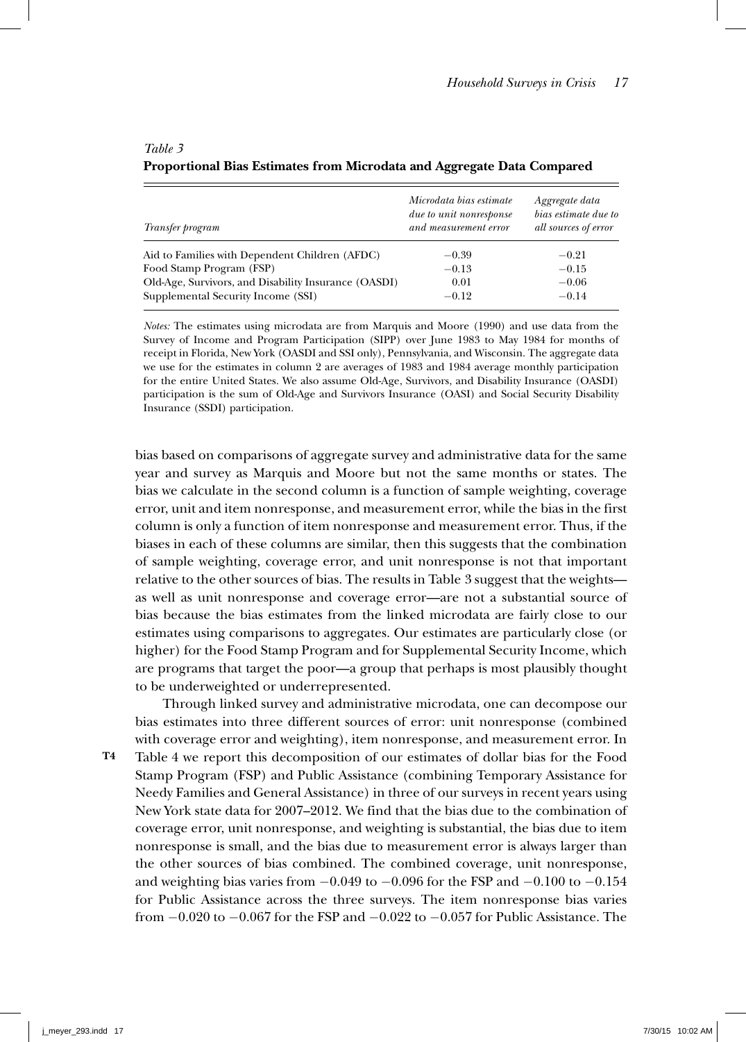*Table 3*
**Proportional Bias Estimates from Microdata and Aggregate Data Compared**

| *Transfer program* | *Microdata bias estimate due to unit nonresponse and measurement error* | *Aggregate data bias estimate due to all sources of error* |
|---|---|---|
| Aid to Families with Dependent Children (AFDC) | −0.39 | −0.21 |
| Food Stamp Program (FSP) | −0.13 | −0.15 |
| Old-Age, Survivors, and Disability Insurance (OASDI) | 0.01 | −0.06 |
| Supplemental Security Income (SSI) | −0.12 | −0.14 |

*Notes:* The estimates using microdata are from Marquis and Moore (1990) and use data from the Survey of Income and Program Participation (SIPP) over June 1983 to May 1984 for months of receipt in Florida, New York (OASDI and SSI only), Pennsylvania, and Wisconsin. The aggregate data we use for the estimates in column 2 are averages of 1983 and 1984 average monthly participation for the entire United States. We also assume Old-Age, Survivors, and Disability Insurance (OASDI) participation is the sum of Old-Age and Survivors Insurance (OASI) and Social Security Disability Insurance (SSDI) participation.

bias based on comparisons of aggregate survey and administrative data for the same year and survey as Marquis and Moore but not the same months or states. The bias we calculate in the second column is a function of sample weighting, coverage error, unit and item nonresponse, and measurement error, while the bias in the first column is only a function of item nonresponse and measurement error. Thus, if the biases in each of these columns are similar, then this suggests that the combination of sample weighting, coverage error, and unit nonresponse is not that important relative to the other sources of bias. The results in Table 3 suggest that the weights—as well as unit nonresponse and coverage error—are not a substantial source of bias because the bias estimates from the linked microdata are fairly close to our estimates using comparisons to aggregates. Our estimates are particularly close (or higher) for the Food Stamp Program and for Supplemental Security Income, which are programs that target the poor—a group that perhaps is most plausibly thought to be underweighted or underrepresented.

Through linked survey and administrative microdata, one can decompose our bias estimates into three different sources of error: unit nonresponse (combined with coverage error and weighting), item nonresponse, and measurement error. In Table 4 we report this decomposition of our estimates of dollar bias for the Food Stamp Program (FSP) and Public Assistance (combining Temporary Assistance for Needy Families and General Assistance) in three of our surveys in recent years using New York state data for 2007–2012. We find that the bias due to the combination of coverage error, unit nonresponse, and weighting is substantial, the bias due to item nonresponse is small, and the bias due to measurement error is always larger than the other sources of bias combined. The combined coverage, unit nonresponse, and weighting bias varies from −0.049 to −0.096 for the FSP and −0.100 to −0.154 for Public Assistance across the three surveys. The item nonresponse bias varies from −0.020 to −0.067 for the FSP and −0.022 to −0.057 for Public Assistance. The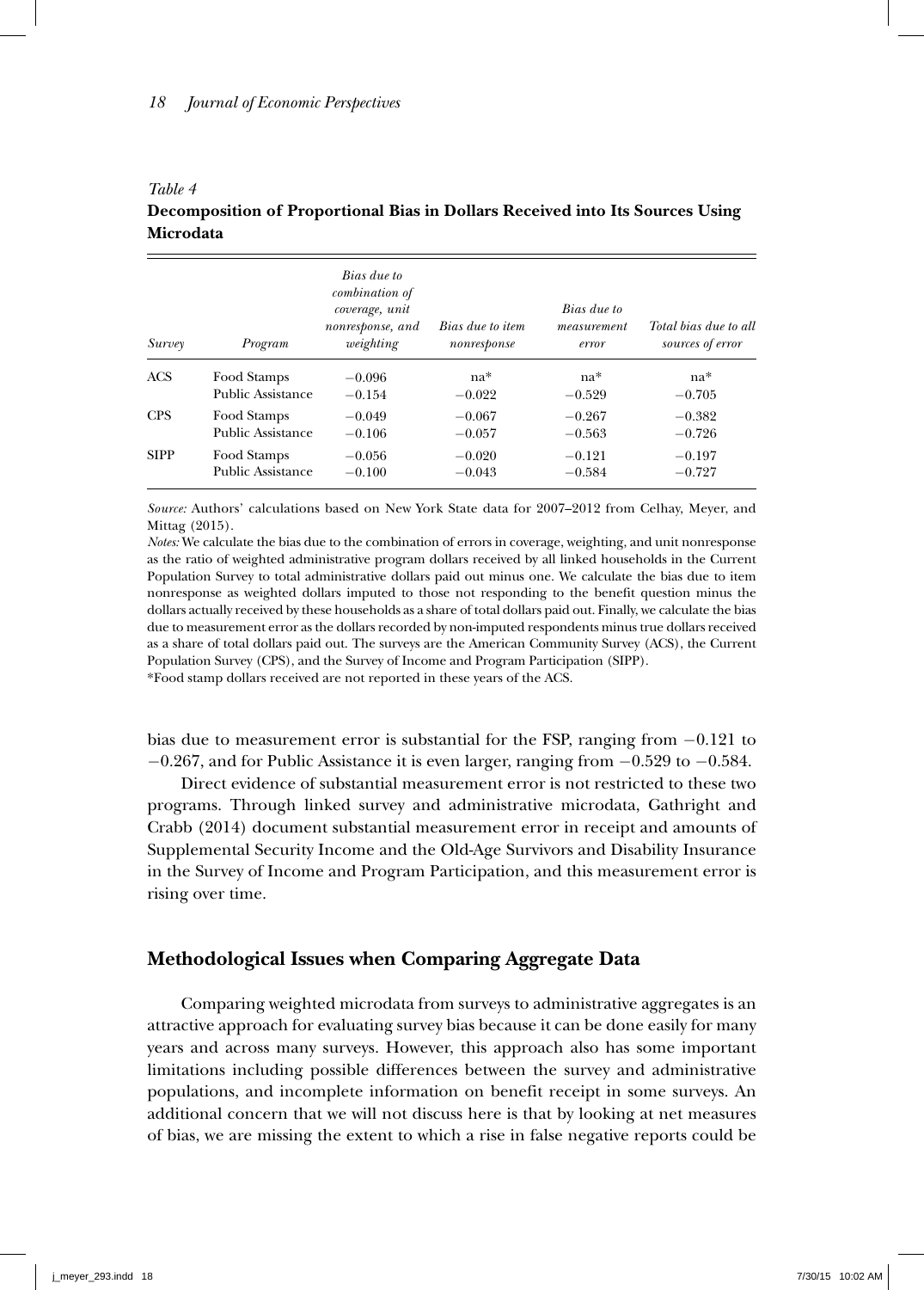*Table 4*
**Decomposition of Proportional Bias in Dollars Received into Its Sources Using Microdata**

| *Survey* | *Program* | *Bias due to combination of coverage, unit nonresponse, and weighting* | *Bias due to item nonresponse* | *Bias due to measurement error* | *Total bias due to all sources of error* |
|---|---|---|---|---|---|
| ACS | Food Stamps | −0.096 | na* | na* | na* |
| | Public Assistance | −0.154 | −0.022 | −0.529 | −0.705 |
| CPS | Food Stamps | −0.049 | −0.067 | −0.267 | −0.382 |
| | Public Assistance | −0.106 | −0.057 | −0.563 | −0.726 |
| SIPP | Food Stamps | −0.056 | −0.020 | −0.121 | −0.197 |
| | Public Assistance | −0.100 | −0.043 | −0.584 | −0.727 |

*Source:* Authors' calculations based on New York State data for 2007–2012 from Celhay, Meyer, and Mittag (2015).

*Notes:* We calculate the bias due to the combination of errors in coverage, weighting, and unit nonresponse as the ratio of weighted administrative program dollars received by all linked households in the Current Population Survey to total administrative dollars paid out minus one. We calculate the bias due to item nonresponse as weighted dollars imputed to those not responding to the benefit question minus the dollars actually received by these households as a share of total dollars paid out. Finally, we calculate the bias due to measurement error as the dollars recorded by non-imputed respondents minus true dollars received as a share of total dollars paid out. The surveys are the American Community Survey (ACS), the Current Population Survey (CPS), and the Survey of Income and Program Participation (SIPP).

*Food stamp dollars received are not reported in these years of the ACS.

bias due to measurement error is substantial for the FSP, ranging from −0.121 to −0.267, and for Public Assistance it is even larger, ranging from −0.529 to −0.584.

Direct evidence of substantial measurement error is not restricted to these two programs. Through linked survey and administrative microdata, Gathright and Crabb (2014) document substantial measurement error in receipt and amounts of Supplemental Security Income and the Old-Age Survivors and Disability Insurance in the Survey of Income and Program Participation, and this measurement error is rising over time.

## Methodological Issues when Comparing Aggregate Data

Comparing weighted microdata from surveys to administrative aggregates is an attractive approach for evaluating survey bias because it can be done easily for many years and across many surveys. However, this approach also has some important limitations including possible differences between the survey and administrative populations, and incomplete information on benefit receipt in some surveys. An additional concern that we will not discuss here is that by looking at net measures of bias, we are missing the extent to which a rise in false negative reports could be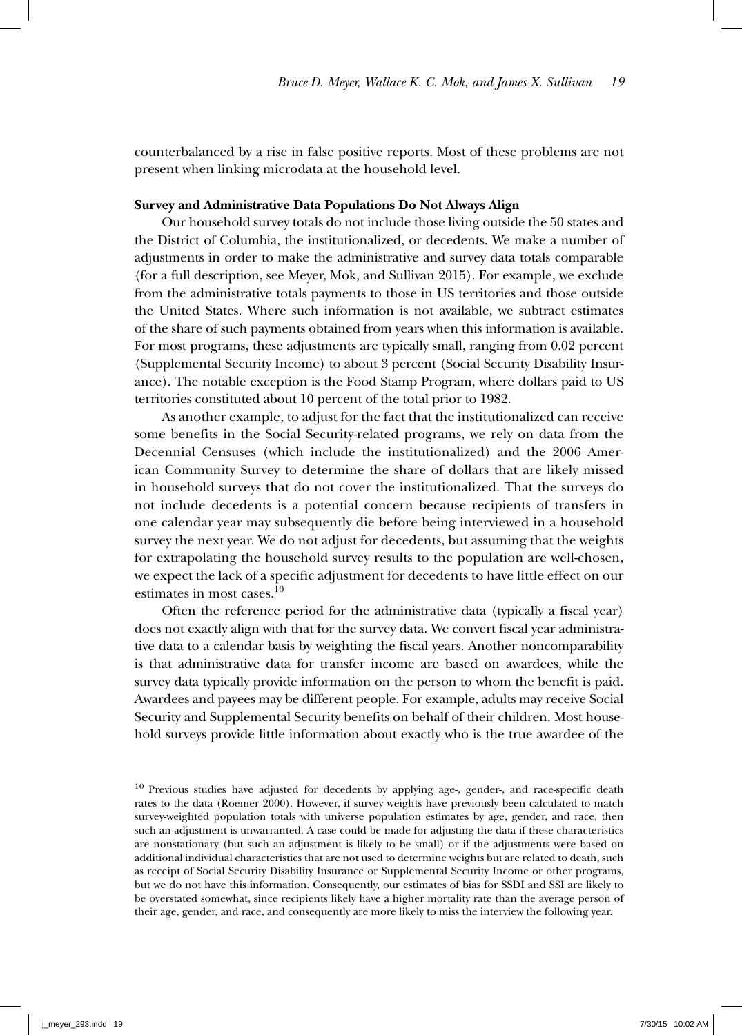counterbalanced by a rise in false positive reports. Most of these problems are not present when linking microdata at the household level.

**Survey and Administrative Data Populations Do Not Always Align**

Our household survey totals do not include those living outside the 50 states and the District of Columbia, the institutionalized, or decedents. We make a number of adjustments in order to make the administrative and survey data totals comparable (for a full description, see Meyer, Mok, and Sullivan 2015). For example, we exclude from the administrative totals payments to those in US territories and those outside the United States. Where such information is not available, we subtract estimates of the share of such payments obtained from years when this information is available. For most programs, these adjustments are typically small, ranging from 0.02 percent (Supplemental Security Income) to about 3 percent (Social Security Disability Insurance). The notable exception is the Food Stamp Program, where dollars paid to US territories constituted about 10 percent of the total prior to 1982.

As another example, to adjust for the fact that the institutionalized can receive some benefits in the Social Security-related programs, we rely on data from the Decennial Censuses (which include the institutionalized) and the 2006 American Community Survey to determine the share of dollars that are likely missed in household surveys that do not cover the institutionalized. That the surveys do not include decedents is a potential concern because recipients of transfers in one calendar year may subsequently die before being interviewed in a household survey the next year. We do not adjust for decedents, but assuming that the weights for extrapolating the household survey results to the population are well-chosen, we expect the lack of a specific adjustment for decedents to have little effect on our estimates in most cases.[10]

Often the reference period for the administrative data (typically a fiscal year) does not exactly align with that for the survey data. We convert fiscal year administrative data to a calendar basis by weighting the fiscal years. Another noncomparability is that administrative data for transfer income are based on awardees, while the survey data typically provide information on the person to whom the benefit is paid. Awardees and payees may be different people. For example, adults may receive Social Security and Supplemental Security benefits on behalf of their children. Most household surveys provide little information about exactly who is the true awardee of the

[10] Previous studies have adjusted for decedents by applying age-, gender-, and race-specific death rates to the data (Roemer 2000). However, if survey weights have previously been calculated to match survey-weighted population totals with universe population estimates by age, gender, and race, then such an adjustment is unwarranted. A case could be made for adjusting the data if these characteristics are nonstationary (but such an adjustment is likely to be small) or if the adjustments were based on additional individual characteristics that are not used to determine weights but are related to death, such as receipt of Social Security Disability Insurance or Supplemental Security Income or other programs, but we do not have this information. Consequently, our estimates of bias for SSDI and SSI are likely to be overstated somewhat, since recipients likely have a higher mortality rate than the average person of their age, gender, and race, and consequently are more likely to miss the interview the following year.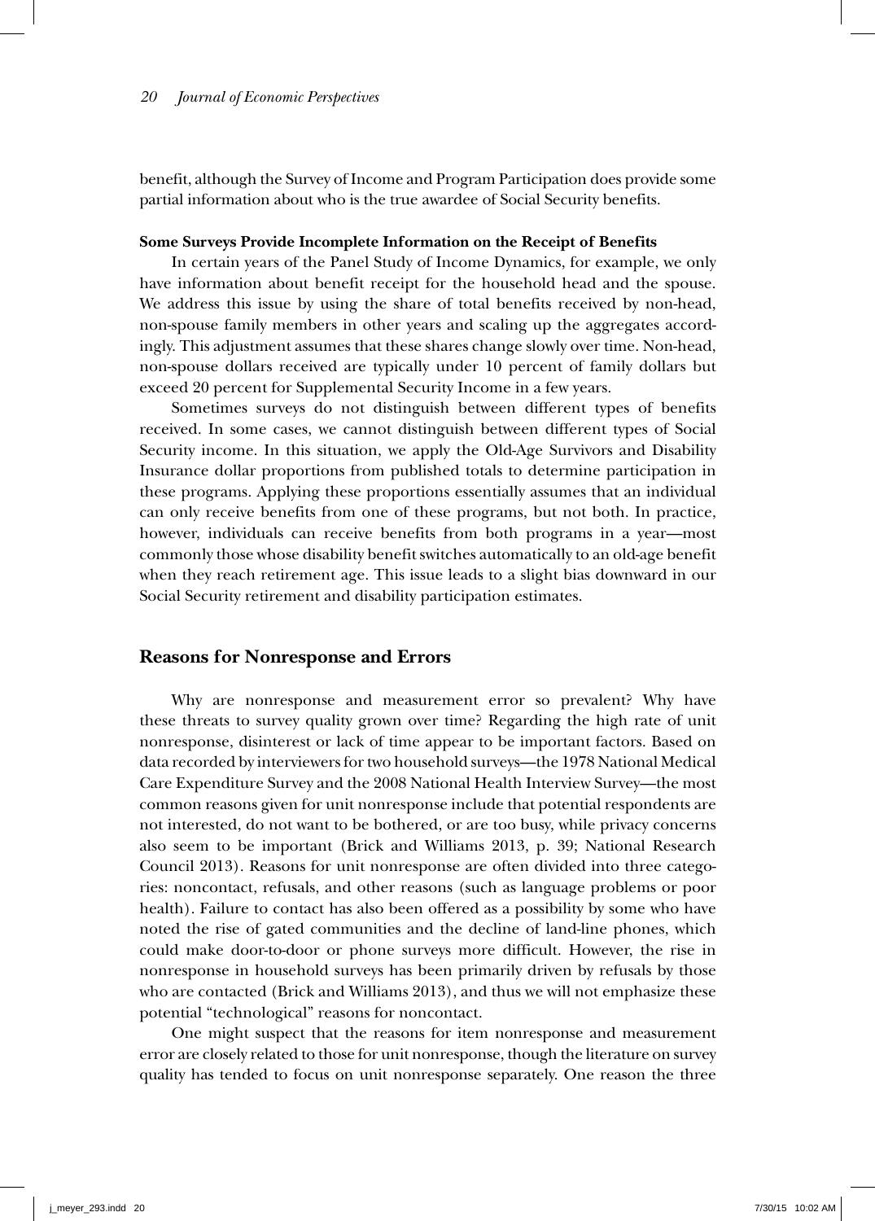benefit, although the Survey of Income and Program Participation does provide some partial information about who is the true awardee of Social Security benefits.

### Some Surveys Provide Incomplete Information on the Receipt of Benefits

In certain years of the Panel Study of Income Dynamics, for example, we only have information about benefit receipt for the household head and the spouse. We address this issue by using the share of total benefits received by non-head, non-spouse family members in other years and scaling up the aggregates accordingly. This adjustment assumes that these shares change slowly over time. Non-head, non-spouse dollars received are typically under 10 percent of family dollars but exceed 20 percent for Supplemental Security Income in a few years.

Sometimes surveys do not distinguish between different types of benefits received. In some cases, we cannot distinguish between different types of Social Security income. In this situation, we apply the Old-Age Survivors and Disability Insurance dollar proportions from published totals to determine participation in these programs. Applying these proportions essentially assumes that an individual can only receive benefits from one of these programs, but not both. In practice, however, individuals can receive benefits from both programs in a year—most commonly those whose disability benefit switches automatically to an old-age benefit when they reach retirement age. This issue leads to a slight bias downward in our Social Security retirement and disability participation estimates.

## Reasons for Nonresponse and Errors

Why are nonresponse and measurement error so prevalent? Why have these threats to survey quality grown over time? Regarding the high rate of unit nonresponse, disinterest or lack of time appear to be important factors. Based on data recorded by interviewers for two household surveys—the 1978 National Medical Care Expenditure Survey and the 2008 National Health Interview Survey—the most common reasons given for unit nonresponse include that potential respondents are not interested, do not want to be bothered, or are too busy, while privacy concerns also seem to be important (Brick and Williams 2013, p. 39; National Research Council 2013). Reasons for unit nonresponse are often divided into three categories: noncontact, refusals, and other reasons (such as language problems or poor health). Failure to contact has also been offered as a possibility by some who have noted the rise of gated communities and the decline of land-line phones, which could make door-to-door or phone surveys more difficult. However, the rise in nonresponse in household surveys has been primarily driven by refusals by those who are contacted (Brick and Williams 2013), and thus we will not emphasize these potential "technological" reasons for noncontact.

One might suspect that the reasons for item nonresponse and measurement error are closely related to those for unit nonresponse, though the literature on survey quality has tended to focus on unit nonresponse separately. One reason the three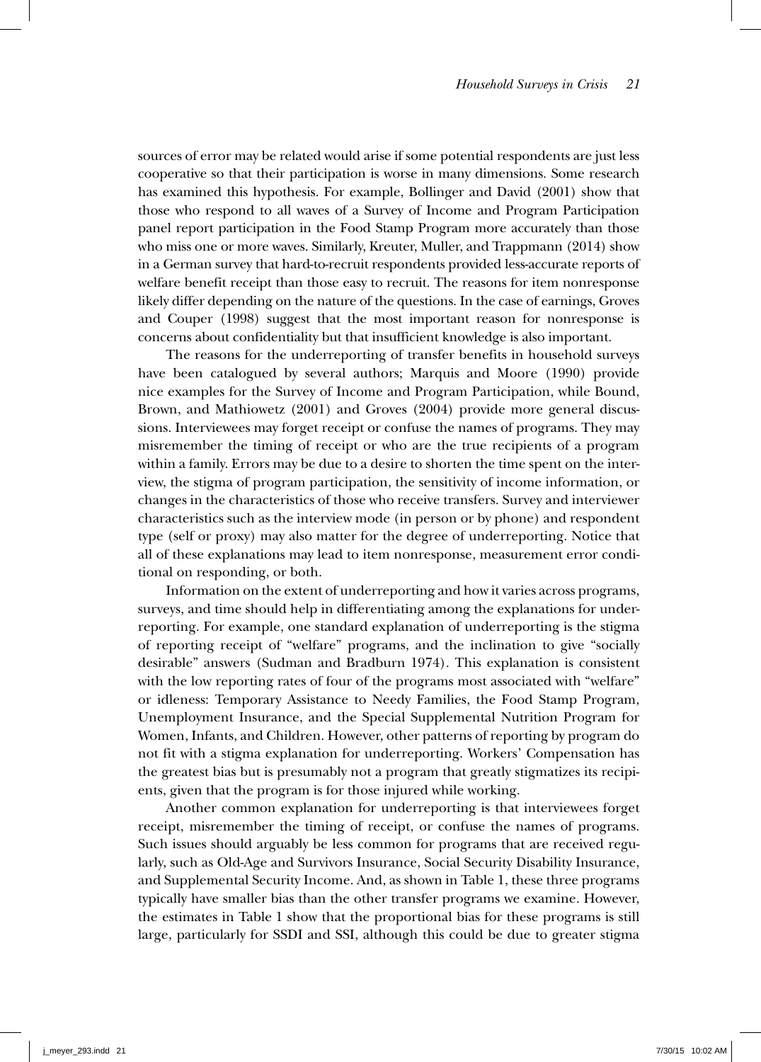sources of error may be related would arise if some potential respondents are just less cooperative so that their participation is worse in many dimensions. Some research has examined this hypothesis. For example, Bollinger and David (2001) show that those who respond to all waves of a Survey of Income and Program Participation panel report participation in the Food Stamp Program more accurately than those who miss one or more waves. Similarly, Kreuter, Muller, and Trappmann (2014) show in a German survey that hard-to-recruit respondents provided less-accurate reports of welfare benefit receipt than those easy to recruit. The reasons for item nonresponse likely differ depending on the nature of the questions. In the case of earnings, Groves and Couper (1998) suggest that the most important reason for nonresponse is concerns about confidentiality but that insufficient knowledge is also important.

The reasons for the underreporting of transfer benefits in household surveys have been catalogued by several authors; Marquis and Moore (1990) provide nice examples for the Survey of Income and Program Participation, while Bound, Brown, and Mathiowetz (2001) and Groves (2004) provide more general discussions. Interviewees may forget receipt or confuse the names of programs. They may misremember the timing of receipt or who are the true recipients of a program within a family. Errors may be due to a desire to shorten the time spent on the interview, the stigma of program participation, the sensitivity of income information, or changes in the characteristics of those who receive transfers. Survey and interviewer characteristics such as the interview mode (in person or by phone) and respondent type (self or proxy) may also matter for the degree of underreporting. Notice that all of these explanations may lead to item nonresponse, measurement error conditional on responding, or both.

Information on the extent of underreporting and how it varies across programs, surveys, and time should help in differentiating among the explanations for underreporting. For example, one standard explanation of underreporting is the stigma of reporting receipt of "welfare" programs, and the inclination to give "socially desirable" answers (Sudman and Bradburn 1974). This explanation is consistent with the low reporting rates of four of the programs most associated with "welfare" or idleness: Temporary Assistance to Needy Families, the Food Stamp Program, Unemployment Insurance, and the Special Supplemental Nutrition Program for Women, Infants, and Children. However, other patterns of reporting by program do not fit with a stigma explanation for underreporting. Workers' Compensation has the greatest bias but is presumably not a program that greatly stigmatizes its recipients, given that the program is for those injured while working.

Another common explanation for underreporting is that interviewees forget receipt, misremember the timing of receipt, or confuse the names of programs. Such issues should arguably be less common for programs that are received regularly, such as Old-Age and Survivors Insurance, Social Security Disability Insurance, and Supplemental Security Income. And, as shown in Table 1, these three programs typically have smaller bias than the other transfer programs we examine. However, the estimates in Table 1 show that the proportional bias for these programs is still large, particularly for SSDI and SSI, although this could be due to greater stigma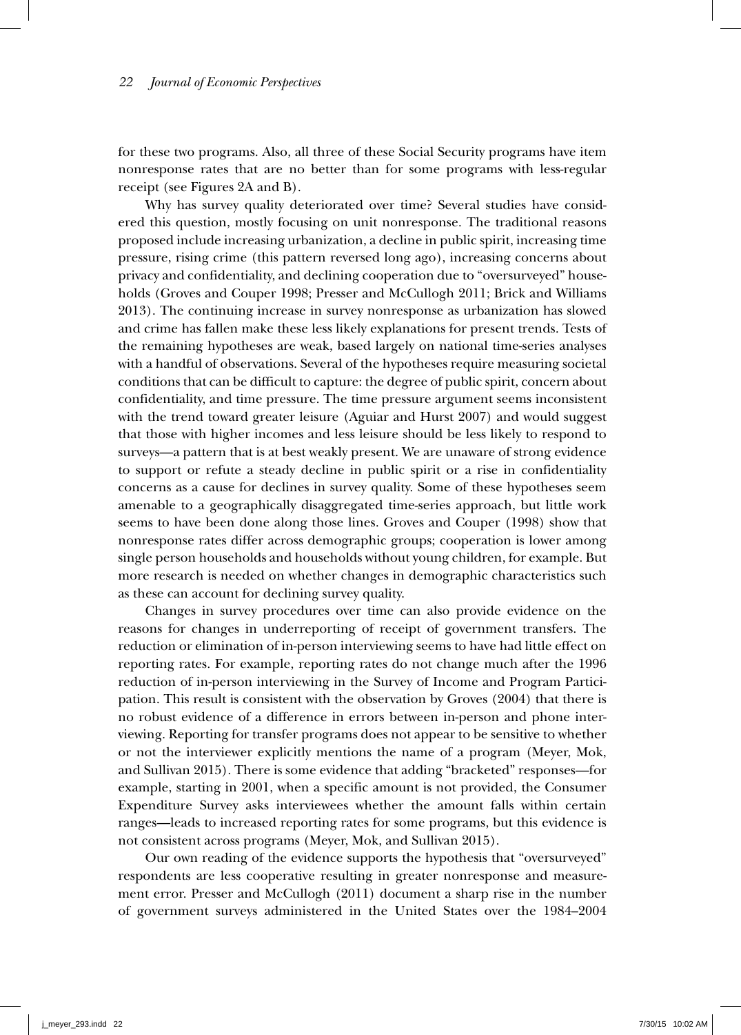for these two programs. Also, all three of these Social Security programs have item nonresponse rates that are no better than for some programs with less-regular receipt (see Figures 2A and B).

Why has survey quality deteriorated over time? Several studies have considered this question, mostly focusing on unit nonresponse. The traditional reasons proposed include increasing urbanization, a decline in public spirit, increasing time pressure, rising crime (this pattern reversed long ago), increasing concerns about privacy and confidentiality, and declining cooperation due to "oversurveyed" households (Groves and Couper 1998; Presser and McCullogh 2011; Brick and Williams 2013). The continuing increase in survey nonresponse as urbanization has slowed and crime has fallen make these less likely explanations for present trends. Tests of the remaining hypotheses are weak, based largely on national time-series analyses with a handful of observations. Several of the hypotheses require measuring societal conditions that can be difficult to capture: the degree of public spirit, concern about confidentiality, and time pressure. The time pressure argument seems inconsistent with the trend toward greater leisure (Aguiar and Hurst 2007) and would suggest that those with higher incomes and less leisure should be less likely to respond to surveys—a pattern that is at best weakly present. We are unaware of strong evidence to support or refute a steady decline in public spirit or a rise in confidentiality concerns as a cause for declines in survey quality. Some of these hypotheses seem amenable to a geographically disaggregated time-series approach, but little work seems to have been done along those lines. Groves and Couper (1998) show that nonresponse rates differ across demographic groups; cooperation is lower among single person households and households without young children, for example. But more research is needed on whether changes in demographic characteristics such as these can account for declining survey quality.

Changes in survey procedures over time can also provide evidence on the reasons for changes in underreporting of receipt of government transfers. The reduction or elimination of in-person interviewing seems to have had little effect on reporting rates. For example, reporting rates do not change much after the 1996 reduction of in-person interviewing in the Survey of Income and Program Participation. This result is consistent with the observation by Groves (2004) that there is no robust evidence of a difference in errors between in-person and phone interviewing. Reporting for transfer programs does not appear to be sensitive to whether or not the interviewer explicitly mentions the name of a program (Meyer, Mok, and Sullivan 2015). There is some evidence that adding "bracketed" responses—for example, starting in 2001, when a specific amount is not provided, the Consumer Expenditure Survey asks interviewees whether the amount falls within certain ranges—leads to increased reporting rates for some programs, but this evidence is not consistent across programs (Meyer, Mok, and Sullivan 2015).

Our own reading of the evidence supports the hypothesis that "oversurveyed" respondents are less cooperative resulting in greater nonresponse and measurement error. Presser and McCullogh (2011) document a sharp rise in the number of government surveys administered in the United States over the 1984–2004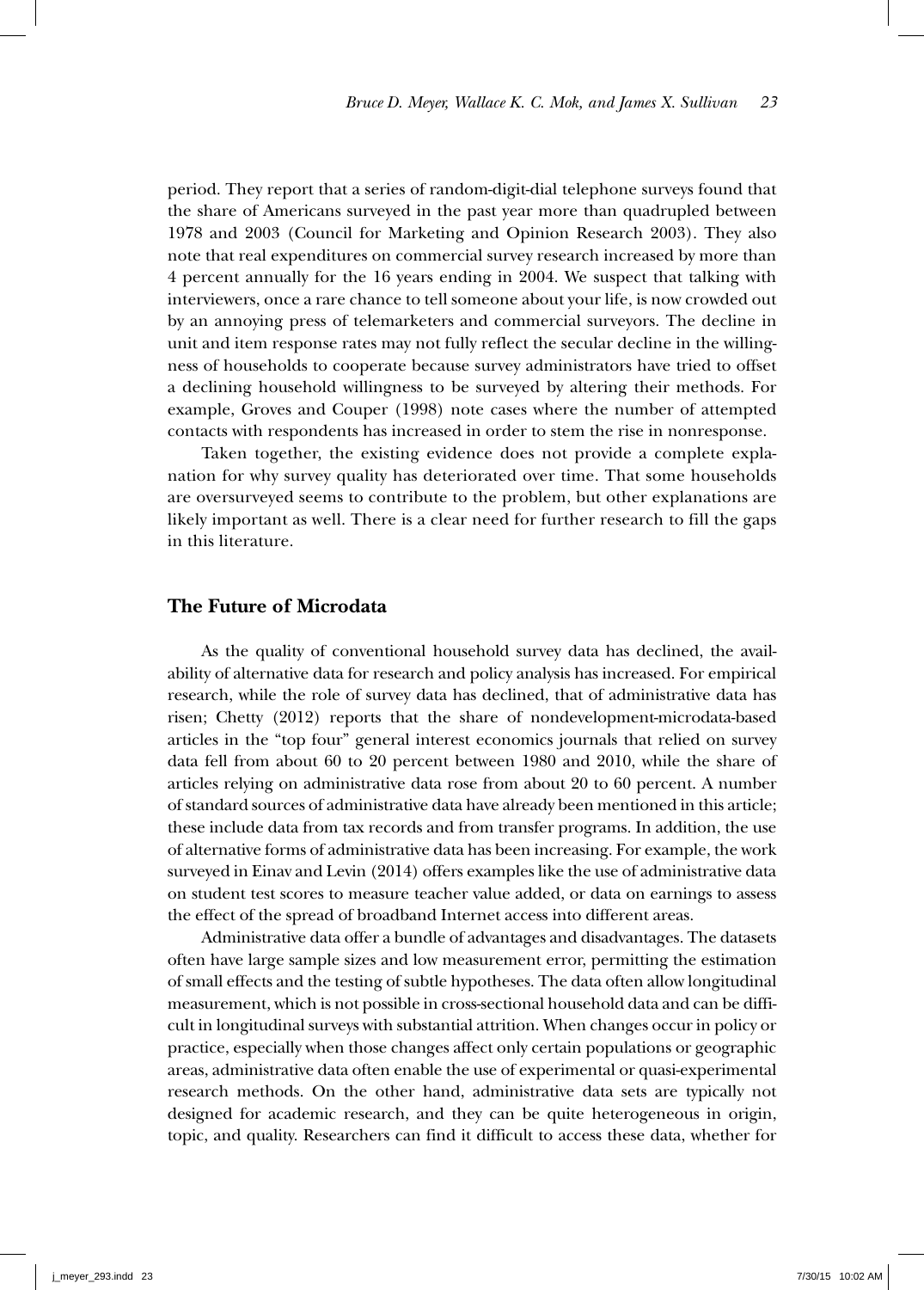period. They report that a series of random-digit-dial telephone surveys found that the share of Americans surveyed in the past year more than quadrupled between 1978 and 2003 (Council for Marketing and Opinion Research 2003). They also note that real expenditures on commercial survey research increased by more than 4 percent annually for the 16 years ending in 2004. We suspect that talking with interviewers, once a rare chance to tell someone about your life, is now crowded out by an annoying press of telemarketers and commercial surveyors. The decline in unit and item response rates may not fully reflect the secular decline in the willingness of households to cooperate because survey administrators have tried to offset a declining household willingness to be surveyed by altering their methods. For example, Groves and Couper (1998) note cases where the number of attempted contacts with respondents has increased in order to stem the rise in nonresponse.

Taken together, the existing evidence does not provide a complete explanation for why survey quality has deteriorated over time. That some households are oversurveyed seems to contribute to the problem, but other explanations are likely important as well. There is a clear need for further research to fill the gaps in this literature.

## The Future of Microdata

As the quality of conventional household survey data has declined, the availability of alternative data for research and policy analysis has increased. For empirical research, while the role of survey data has declined, that of administrative data has risen; Chetty (2012) reports that the share of nondevelopment-microdata-based articles in the "top four" general interest economics journals that relied on survey data fell from about 60 to 20 percent between 1980 and 2010, while the share of articles relying on administrative data rose from about 20 to 60 percent. A number of standard sources of administrative data have already been mentioned in this article; these include data from tax records and from transfer programs. In addition, the use of alternative forms of administrative data has been increasing. For example, the work surveyed in Einav and Levin (2014) offers examples like the use of administrative data on student test scores to measure teacher value added, or data on earnings to assess the effect of the spread of broadband Internet access into different areas.

Administrative data offer a bundle of advantages and disadvantages. The datasets often have large sample sizes and low measurement error, permitting the estimation of small effects and the testing of subtle hypotheses. The data often allow longitudinal measurement, which is not possible in cross-sectional household data and can be difficult in longitudinal surveys with substantial attrition. When changes occur in policy or practice, especially when those changes affect only certain populations or geographic areas, administrative data often enable the use of experimental or quasi-experimental research methods. On the other hand, administrative data sets are typically not designed for academic research, and they can be quite heterogeneous in origin, topic, and quality. Researchers can find it difficult to access these data, whether for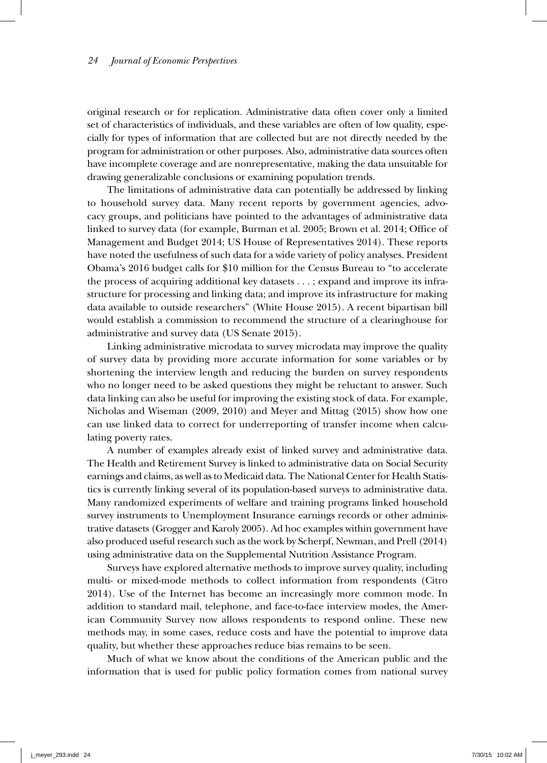original research or for replication. Administrative data often cover only a limited set of characteristics of individuals, and these variables are often of low quality, especially for types of information that are collected but are not directly needed by the program for administration or other purposes. Also, administrative data sources often have incomplete coverage and are nonrepresentative, making the data unsuitable for drawing generalizable conclusions or examining population trends.

The limitations of administrative data can potentially be addressed by linking to household survey data. Many recent reports by government agencies, advocacy groups, and politicians have pointed to the advantages of administrative data linked to survey data (for example, Burman et al. 2005; Brown et al. 2014; Office of Management and Budget 2014; US House of Representatives 2014). These reports have noted the usefulness of such data for a wide variety of policy analyses. President Obama's 2016 budget calls for $10 million for the Census Bureau to "to accelerate the process of acquiring additional key datasets . . . ; expand and improve its infrastructure for processing and linking data; and improve its infrastructure for making data available to outside researchers" (White House 2015). A recent bipartisan bill would establish a commission to recommend the structure of a clearinghouse for administrative and survey data (US Senate 2015).

Linking administrative microdata to survey microdata may improve the quality of survey data by providing more accurate information for some variables or by shortening the interview length and reducing the burden on survey respondents who no longer need to be asked questions they might be reluctant to answer. Such data linking can also be useful for improving the existing stock of data. For example, Nicholas and Wiseman (2009, 2010) and Meyer and Mittag (2015) show how one can use linked data to correct for underreporting of transfer income when calculating poverty rates.

A number of examples already exist of linked survey and administrative data. The Health and Retirement Survey is linked to administrative data on Social Security earnings and claims, as well as to Medicaid data. The National Center for Health Statistics is currently linking several of its population-based surveys to administrative data. Many randomized experiments of welfare and training programs linked household survey instruments to Unemployment Insurance earnings records or other administrative datasets (Grogger and Karoly 2005). Ad hoc examples within government have also produced useful research such as the work by Scherpf, Newman, and Prell (2014) using administrative data on the Supplemental Nutrition Assistance Program.

Surveys have explored alternative methods to improve survey quality, including multi- or mixed-mode methods to collect information from respondents (Citro 2014). Use of the Internet has become an increasingly more common mode. In addition to standard mail, telephone, and face-to-face interview modes, the American Community Survey now allows respondents to respond online. These new methods may, in some cases, reduce costs and have the potential to improve data quality, but whether these approaches reduce bias remains to be seen.

Much of what we know about the conditions of the American public and the information that is used for public policy formation comes from national survey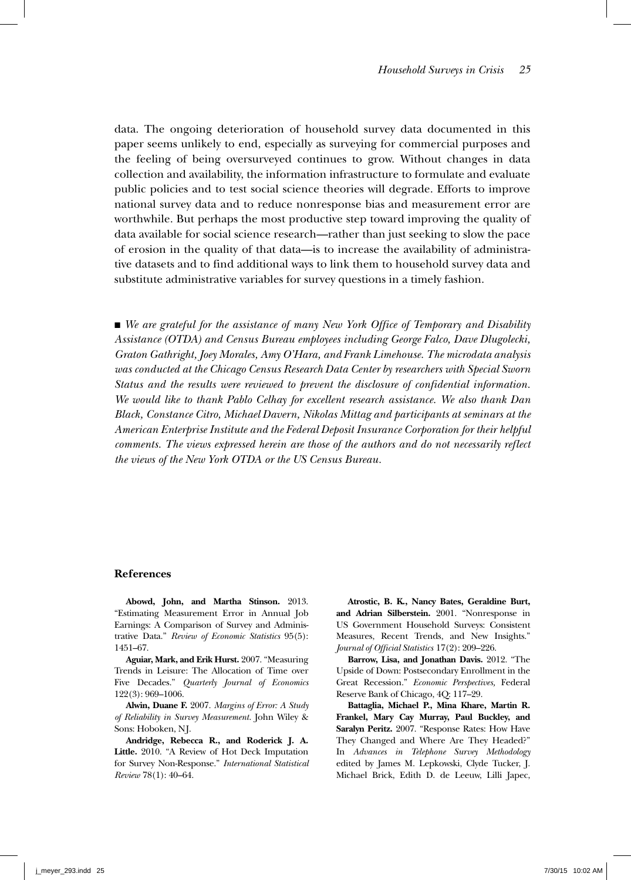data. The ongoing deterioration of household survey data documented in this paper seems unlikely to end, especially as surveying for commercial purposes and the feeling of being oversurveyed continues to grow. Without changes in data collection and availability, the information infrastructure to formulate and evaluate public policies and to test social science theories will degrade. Efforts to improve national survey data and to reduce nonresponse bias and measurement error are worthwhile. But perhaps the most productive step toward improving the quality of data available for social science research—rather than just seeking to slow the pace of erosion in the quality of that data—is to increase the availability of administrative datasets and to find additional ways to link them to household survey data and substitute administrative variables for survey questions in a timely fashion.

■ *We are grateful for the assistance of many New York Office of Temporary and Disability Assistance (OTDA) and Census Bureau employees including George Falco, Dave Dlugolecki, Graton Gathright, Joey Morales, Amy O'Hara, and Frank Limehouse. The microdata analysis was conducted at the Chicago Census Research Data Center by researchers with Special Sworn Status and the results were reviewed to prevent the disclosure of confidential information. We would like to thank Pablo Celhay for excellent research assistance. We also thank Dan Black, Constance Citro, Michael Davern, Nikolas Mittag and participants at seminars at the American Enterprise Institute and the Federal Deposit Insurance Corporation for their helpful comments. The views expressed herein are those of the authors and do not necessarily reflect the views of the New York OTDA or the US Census Bureau.*

## References

**Abowd, John, and Martha Stinson.** 2013. "Estimating Measurement Error in Annual Job Earnings: A Comparison of Survey and Administrative Data." *Review of Economic Statistics* 95(5): 1451–67.

**Aguiar, Mark, and Erik Hurst.** 2007. "Measuring Trends in Leisure: The Allocation of Time over Five Decades." *Quarterly Journal of Economics* 122(3): 969–1006.

**Alwin, Duane F.** 2007. *Margins of Error: A Study of Reliability in Survey Measurement*. John Wiley & Sons: Hoboken, NJ.

**Andridge, Rebecca R., and Roderick J. A. Little.** 2010. "A Review of Hot Deck Imputation for Survey Non-Response." *International Statistical Review* 78(1): 40–64.

**Atrostic, B. K., Nancy Bates, Geraldine Burt, and Adrian Silberstein.** 2001. "Nonresponse in US Government Household Surveys: Consistent Measures, Recent Trends, and New Insights." *Journal of Official Statistics* 17(2): 209–226.

**Barrow, Lisa, and Jonathan Davis.** 2012. "The Upside of Down: Postsecondary Enrollment in the Great Recession." *Economic Perspectives,* Federal Reserve Bank of Chicago, 4Q: 117–29.

**Battaglia, Michael P., Mina Khare, Martin R. Frankel, Mary Cay Murray, Paul Buckley, and Saralyn Peritz.** 2007. "Response Rates: How Have They Changed and Where Are They Headed?" In *Advances in Telephone Survey Methodology* edited by James M. Lepkowski, Clyde Tucker, J. Michael Brick, Edith D. de Leeuw, Lilli Japec,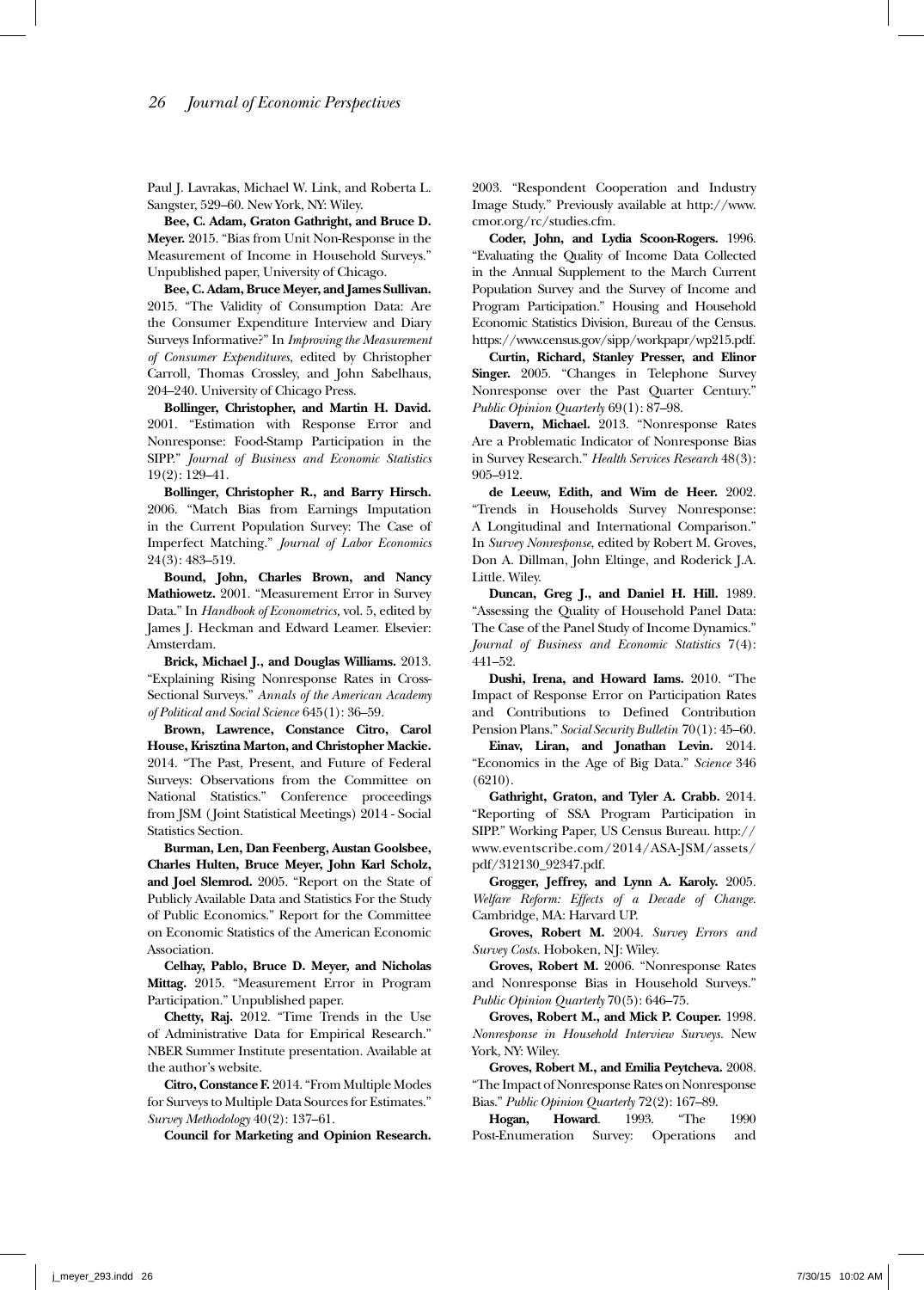Paul J. Lavrakas, Michael W. Link, and Roberta L. Sangster, 529–60. New York, NY: Wiley.

**Bee, C. Adam, Graton Gathright, and Bruce D. Meyer.** 2015. "Bias from Unit Non-Response in the Measurement of Income in Household Surveys." Unpublished paper, University of Chicago.

**Bee, C. Adam, Bruce Meyer, and James Sullivan.** 2015. "The Validity of Consumption Data: Are the Consumer Expenditure Interview and Diary Surveys Informative?" In *Improving the Measurement of Consumer Expenditures*, edited by Christopher Carroll, Thomas Crossley, and John Sabelhaus, 204–240. University of Chicago Press.

**Bollinger, Christopher, and Martin H. David.** 2001. "Estimation with Response Error and Nonresponse: Food-Stamp Participation in the SIPP." *Journal of Business and Economic Statistics* 19(2): 129–41.

**Bollinger, Christopher R., and Barry Hirsch.** 2006. "Match Bias from Earnings Imputation in the Current Population Survey: The Case of Imperfect Matching." *Journal of Labor Economics* 24(3): 483–519.

**Bound, John, Charles Brown, and Nancy Mathiowetz.** 2001. "Measurement Error in Survey Data." In *Handbook of Econometrics,* vol. 5, edited by James J. Heckman and Edward Leamer. Elsevier: Amsterdam.

**Brick, Michael J., and Douglas Williams.** 2013. "Explaining Rising Nonresponse Rates in Cross-Sectional Surveys." *Annals of the American Academy of Political and Social Science* 645(1): 36–59.

**Brown, Lawrence, Constance Citro, Carol House, Krisztina Marton, and Christopher Mackie.** 2014. "The Past, Present, and Future of Federal Surveys: Observations from the Committee on National Statistics." Conference proceedings from JSM (Joint Statistical Meetings) 2014 - Social Statistics Section.

**Burman, Len, Dan Feenberg, Austan Goolsbee, Charles Hulten, Bruce Meyer, John Karl Scholz, and Joel Slemrod.** 2005. "Report on the State of Publicly Available Data and Statistics For the Study of Public Economics." Report for the Committee on Economic Statistics of the American Economic Association.

**Celhay, Pablo, Bruce D. Meyer, and Nicholas Mittag.** 2015. "Measurement Error in Program Participation." Unpublished paper.

**Chetty, Raj.** 2012. "Time Trends in the Use of Administrative Data for Empirical Research." NBER Summer Institute presentation. Available at the author's website.

**Citro, Constance F.** 2014. "From Multiple Modes for Surveys to Multiple Data Sources for Estimates." *Survey Methodology* 40(2): 137–61.

**Council for Marketing and Opinion Research.** 2003. "Respondent Cooperation and Industry Image Study." Previously available at http://www.cmor.org/rc/studies.cfm.

**Coder, John, and Lydia Scoon-Rogers.** 1996. "Evaluating the Quality of Income Data Collected in the Annual Supplement to the March Current Population Survey and the Survey of Income and Program Participation." Housing and Household Economic Statistics Division, Bureau of the Census. https://www.census.gov/sipp/workpapr/wp215.pdf.

**Curtin, Richard, Stanley Presser, and Elinor Singer.** 2005. "Changes in Telephone Survey Nonresponse over the Past Quarter Century." *Public Opinion Quarterly* 69(1): 87–98.

**Davern, Michael.** 2013. "Nonresponse Rates Are a Problematic Indicator of Nonresponse Bias in Survey Research." *Health Services Research* 48(3): 905–912.

**de Leeuw, Edith, and Wim de Heer.** 2002. "Trends in Households Survey Nonresponse: A Longitudinal and International Comparison." In *Survey Nonresponse*, edited by Robert M. Groves, Don A. Dillman, John Eltinge, and Roderick J.A. Little. Wiley.

**Duncan, Greg J., and Daniel H. Hill.** 1989. "Assessing the Quality of Household Panel Data: The Case of the Panel Study of Income Dynamics." *Journal of Business and Economic Statistics* 7(4): 441–52.

**Dushi, Irena, and Howard Iams.** 2010. "The Impact of Response Error on Participation Rates and Contributions to Defined Contribution Pension Plans." *Social Security Bulletin* 70(1): 45–60.

**Einav, Liran, and Jonathan Levin.** 2014. "Economics in the Age of Big Data." *Science* 346 (6210).

**Gathright, Graton, and Tyler A. Crabb.** 2014. "Reporting of SSA Program Participation in SIPP." Working Paper, US Census Bureau. http://www.eventscribe.com/2014/ASA-JSM/assets/pdf/312130_92347.pdf.

**Grogger, Jeffrey, and Lynn A. Karoly.** 2005. *Welfare Reform: Effects of a Decade of Change.* Cambridge, MA: Harvard UP.

**Groves, Robert M.** 2004. *Survey Errors and Survey Costs.* Hoboken, NJ: Wiley.

**Groves, Robert M.** 2006. "Nonresponse Rates and Nonresponse Bias in Household Surveys." *Public Opinion Quarterly* 70(5): 646–75.

**Groves, Robert M., and Mick P. Couper.** 1998. *Nonresponse in Household Interview Surveys.* New York, NY: Wiley.

**Groves, Robert M., and Emilia Peytcheva.** 2008. "The Impact of Nonresponse Rates on Nonresponse Bias." *Public Opinion Quarterly* 72(2): 167–89.

**Hogan, Howard**. 1993. "The 1990 Post-Enumeration Survey: Operations and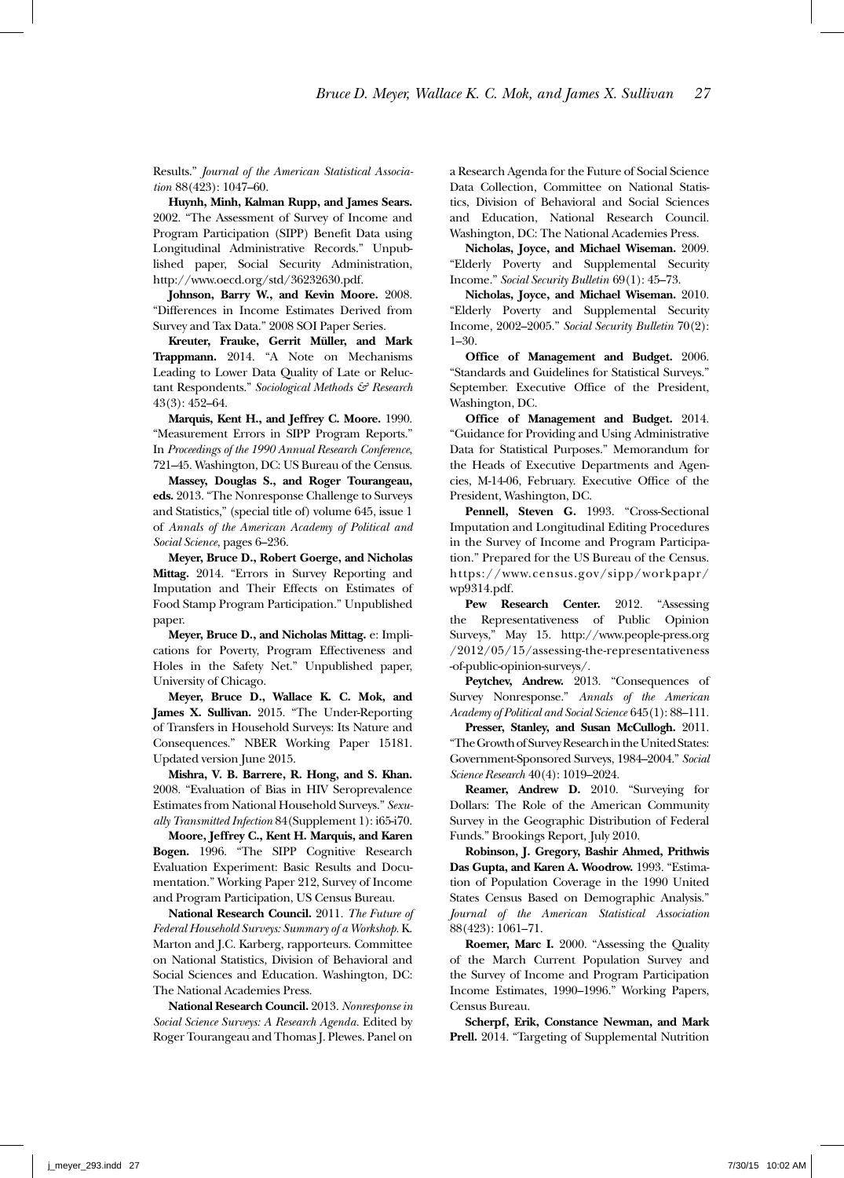Results." *Journal of the American Statistical Association* 88(423): 1047–60.

**Huynh, Minh, Kalman Rupp, and James Sears.** 2002. "The Assessment of Survey of Income and Program Participation (SIPP) Benefit Data using Longitudinal Administrative Records." Unpublished paper, Social Security Administration, http://www.oecd.org/std/36232630.pdf.

**Johnson, Barry W., and Kevin Moore.** 2008. "Differences in Income Estimates Derived from Survey and Tax Data." 2008 SOI Paper Series.

**Kreuter, Frauke, Gerrit Müller, and Mark Trappmann.** 2014. "A Note on Mechanisms Leading to Lower Data Quality of Late or Reluctant Respondents." *Sociological Methods & Research* 43(3): 452–64.

**Marquis, Kent H., and Jeffrey C. Moore.** 1990. "Measurement Errors in SIPP Program Reports." In *Proceedings of the 1990 Annual Research Conference*, 721–45. Washington, DC: US Bureau of the Census.

**Massey, Douglas S., and Roger Tourangeau, eds.** 2013. "The Nonresponse Challenge to Surveys and Statistics," (special title of) volume 645, issue 1 of *Annals of the American Academy of Political and Social Science*, pages 6–236.

**Meyer, Bruce D., Robert Goerge, and Nicholas Mittag.** 2014. "Errors in Survey Reporting and Imputation and Their Effects on Estimates of Food Stamp Program Participation." Unpublished paper.

**Meyer, Bruce D., and Nicholas Mittag.** e: Implications for Poverty, Program Effectiveness and Holes in the Safety Net." Unpublished paper, University of Chicago.

**Meyer, Bruce D., Wallace K. C. Mok, and James X. Sullivan.** 2015. "The Under-Reporting of Transfers in Household Surveys: Its Nature and Consequences." NBER Working Paper 15181. Updated version June 2015.

**Mishra, V. B. Barrere, R. Hong, and S. Khan.** 2008. "Evaluation of Bias in HIV Seroprevalence Estimates from National Household Surveys." *Sexually Transmitted Infection* 84(Supplement 1): i65-i70.

**Moore, Jeffrey C., Kent H. Marquis, and Karen Bogen.** 1996. "The SIPP Cognitive Research Evaluation Experiment: Basic Results and Documentation." Working Paper 212, Survey of Income and Program Participation, US Census Bureau.

**National Research Council.** 2011. *The Future of Federal Household Surveys: Summary of a Workshop.* K. Marton and J.C. Karberg, rapporteurs. Committee on National Statistics, Division of Behavioral and Social Sciences and Education. Washington, DC: The National Academies Press.

**National Research Council.** 2013. *Nonresponse in Social Science Surveys: A Research Agenda.* Edited by Roger Tourangeau and Thomas J. Plewes. Panel on a Research Agenda for the Future of Social Science Data Collection, Committee on National Statistics, Division of Behavioral and Social Sciences and Education, National Research Council. Washington, DC: The National Academies Press.

**Nicholas, Joyce, and Michael Wiseman.** 2009. "Elderly Poverty and Supplemental Security Income." *Social Security Bulletin* 69(1): 45–73.

**Nicholas, Joyce, and Michael Wiseman.** 2010. "Elderly Poverty and Supplemental Security Income, 2002–2005." *Social Security Bulletin* 70(2): 1–30.

**Office of Management and Budget.** 2006. "Standards and Guidelines for Statistical Surveys." September. Executive Office of the President, Washington, DC.

**Office of Management and Budget.** 2014. "Guidance for Providing and Using Administrative Data for Statistical Purposes." Memorandum for the Heads of Executive Departments and Agencies, M-14-06, February. Executive Office of the President, Washington, DC.

**Pennell, Steven G.** 1993. "Cross-Sectional Imputation and Longitudinal Editing Procedures in the Survey of Income and Program Participation." Prepared for the US Bureau of the Census. https://www.census.gov/sipp/workpapr/wp9314.pdf.

**Pew Research Center.** 2012. "Assessing the Representativeness of Public Opinion Surveys," May 15. http://www.people-press.org/2012/05/15/assessing-the-representativeness-of-public-opinion-surveys/.

**Peytchev, Andrew.** 2013. "Consequences of Survey Nonresponse." *Annals of the American Academy of Political and Social Science* 645(1): 88–111.

**Presser, Stanley, and Susan McCullogh.** 2011. "The Growth of Survey Research in the United States: Government-Sponsored Surveys, 1984–2004." *Social Science Research* 40(4): 1019–2024.

**Reamer, Andrew D.** 2010. "Surveying for Dollars: The Role of the American Community Survey in the Geographic Distribution of Federal Funds." Brookings Report, July 2010.

**Robinson, J. Gregory, Bashir Ahmed, Prithwis Das Gupta, and Karen A. Woodrow.** 1993. "Estimation of Population Coverage in the 1990 United States Census Based on Demographic Analysis." *Journal of the American Statistical Association* 88(423): 1061–71.

**Roemer, Marc I.** 2000. "Assessing the Quality of the March Current Population Survey and the Survey of Income and Program Participation Income Estimates, 1990–1996." Working Papers, Census Bureau.

**Scherpf, Erik, Constance Newman, and Mark Prell.** 2014. "Targeting of Supplemental Nutrition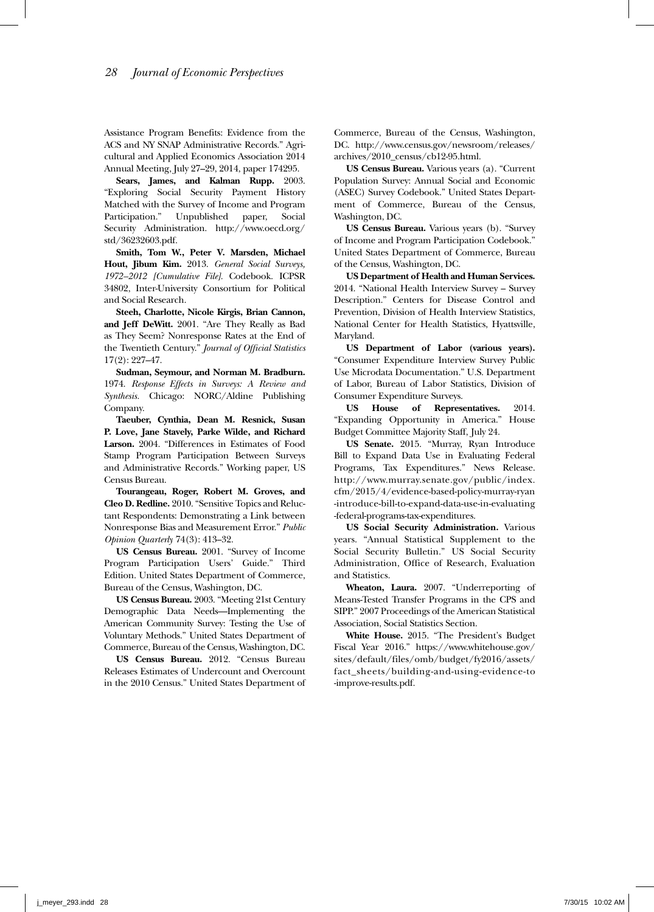Assistance Program Benefits: Evidence from the ACS and NY SNAP Administrative Records." Agricultural and Applied Economics Association 2014 Annual Meeting, July 27–29, 2014, paper 174295.

**Sears, James, and Kalman Rupp.** 2003. "Exploring Social Security Payment History Matched with the Survey of Income and Program Participation." Unpublished paper, Social Security Administration. http://www.oecd.org/std/36232603.pdf.

**Smith, Tom W., Peter V. Marsden, Michael Hout, Jibum Kim.** 2013. *General Social Surveys, 1972–2012 [Cumulative File].* Codebook. ICPSR 34802, Inter-University Consortium for Political and Social Research.

**Steeh, Charlotte, Nicole Kirgis, Brian Cannon, and Jeff DeWitt.** 2001. "Are They Really as Bad as They Seem? Nonresponse Rates at the End of the Twentieth Century." *Journal of Official Statistics* 17(2): 227–47.

**Sudman, Seymour, and Norman M. Bradburn.** 1974. *Response Effects in Surveys: A Review and Synthesis.* Chicago: NORC/Aldine Publishing Company.

**Taeuber, Cynthia, Dean M. Resnick, Susan P. Love, Jane Stavely, Parke Wilde, and Richard Larson.** 2004. "Differences in Estimates of Food Stamp Program Participation Between Surveys and Administrative Records." Working paper, US Census Bureau.

**Tourangeau, Roger, Robert M. Groves, and Cleo D. Redline.** 2010. "Sensitive Topics and Reluctant Respondents: Demonstrating a Link between Nonresponse Bias and Measurement Error." *Public Opinion Quarterly* 74(3): 413–32.

**US Census Bureau.** 2001. "Survey of Income Program Participation Users' Guide." Third Edition. United States Department of Commerce, Bureau of the Census, Washington, DC.

**US Census Bureau.** 2003. "Meeting 21st Century Demographic Data Needs—Implementing the American Community Survey: Testing the Use of Voluntary Methods." United States Department of Commerce, Bureau of the Census, Washington, DC.

**US Census Bureau.** 2012. "Census Bureau Releases Estimates of Undercount and Overcount in the 2010 Census." United States Department of Commerce, Bureau of the Census, Washington, DC. http://www.census.gov/newsroom/releases/archives/2010_census/cb12-95.html.

**US Census Bureau.** Various years (a). "Current Population Survey: Annual Social and Economic (ASEC) Survey Codebook." United States Department of Commerce, Bureau of the Census, Washington, DC.

**US Census Bureau.** Various years (b). "Survey of Income and Program Participation Codebook." United States Department of Commerce, Bureau of the Census, Washington, DC.

**US Department of Health and Human Services.** 2014. "National Health Interview Survey – Survey Description." Centers for Disease Control and Prevention, Division of Health Interview Statistics, National Center for Health Statistics, Hyattsville, Maryland.

**US Department of Labor (various years).** "Consumer Expenditure Interview Survey Public Use Microdata Documentation." U.S. Department of Labor, Bureau of Labor Statistics, Division of Consumer Expenditure Surveys.

**US House of Representatives.** 2014. "Expanding Opportunity in America." House Budget Committee Majority Staff, July 24.

**US Senate.** 2015. "Murray, Ryan Introduce Bill to Expand Data Use in Evaluating Federal Programs, Tax Expenditures." News Release. http://www.murray.senate.gov/public/index.cfm/2015/4/evidence-based-policy-murray-ryan-introduce-bill-to-expand-data-use-in-evaluating-federal-programs-tax-expenditures.

**US Social Security Administration.** Various years. "Annual Statistical Supplement to the Social Security Bulletin." US Social Security Administration, Office of Research, Evaluation and Statistics.

**Wheaton, Laura.** 2007. "Underreporting of Means-Tested Transfer Programs in the CPS and SIPP." 2007 Proceedings of the American Statistical Association, Social Statistics Section.

**White House.** 2015. "The President's Budget Fiscal Year 2016." https://www.whitehouse.gov/sites/default/files/omb/budget/fy2016/assets/fact_sheets/building-and-using-evidence-to-improve-results.pdf.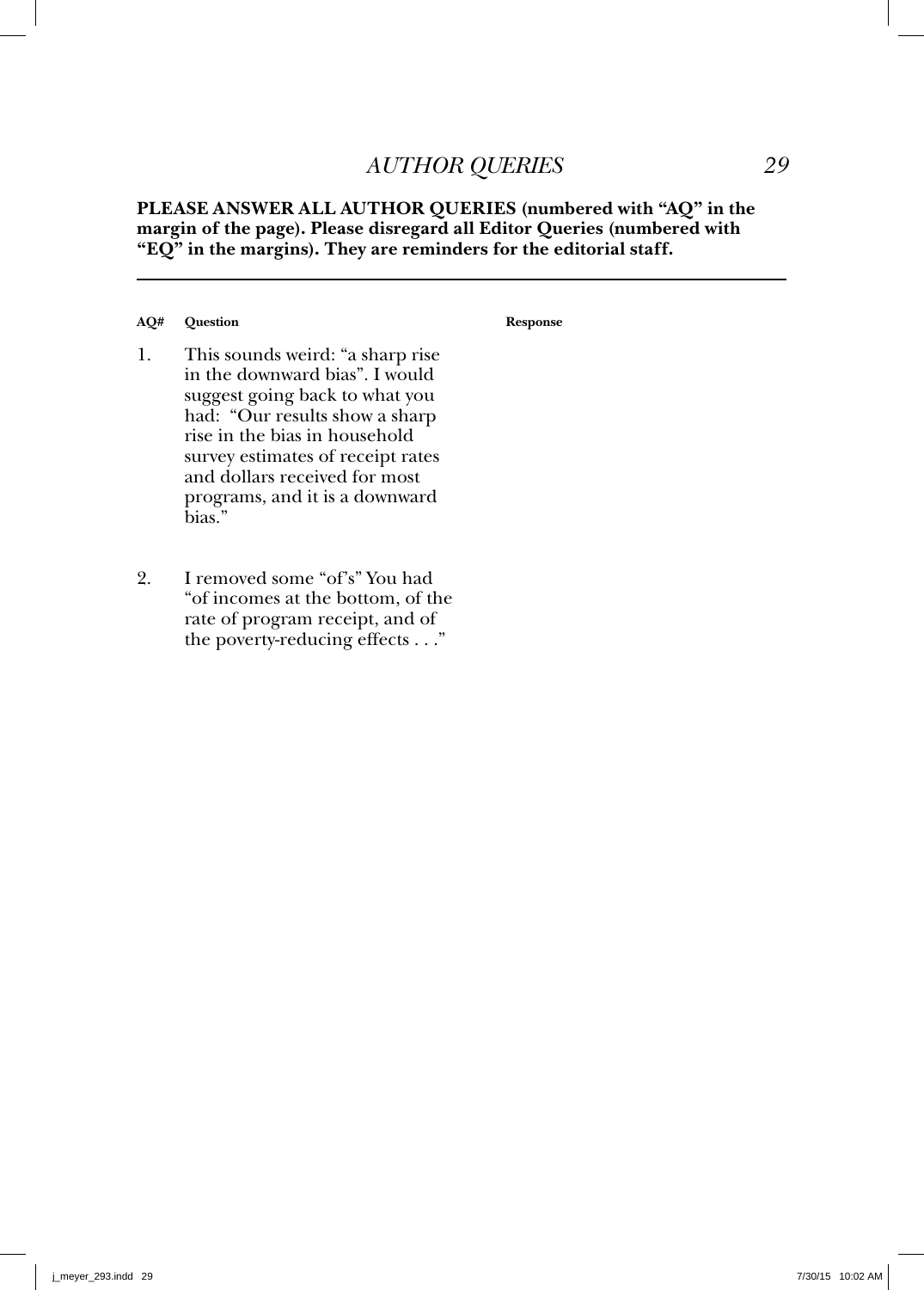# AUTHOR QUERIES

**PLEASE ANSWER ALL AUTHOR QUERIES (numbered with "AQ" in the margin of the page). Please disregard all Editor Queries (numbered with "EQ" in the margins). They are reminders for the editorial staff.**

| AQ# | Question | Response |
| --- | --- | --- |
| 1. | This sounds weird: "a sharp rise in the downward bias". I would suggest going back to what you had: "Our results show a sharp rise in the bias in household survey estimates of receipt rates and dollars received for most programs, and it is a downward bias." | |
| 2. | I removed some "of's" You had "of incomes at the bottom, of the rate of program receipt, and of the poverty-reducing effects . . ." | |